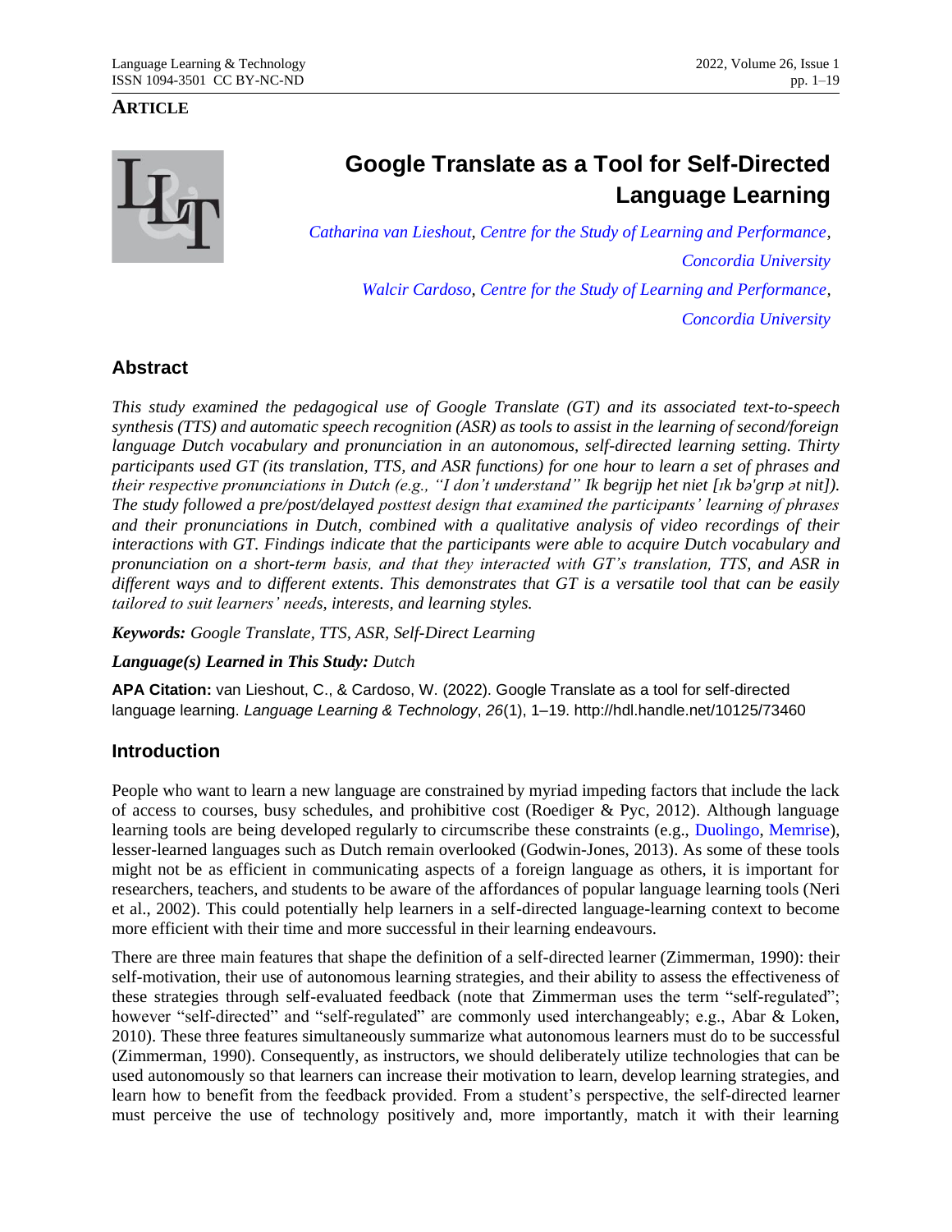ARTICLE

# Google Translate as a Tool for Self-Directed Language Learning

*Catharina van Lieshout, Centre for the Study of Learning and Performance, Concordia University*

*Walcir Cardoso, Centre for the Study of Learning and Performance, Concordia University*

## Abstract

*This study examined the pedagogical use of Google Translate (GT) and its associated text-to-speech synthesis (TTS) and automatic speech recognition (ASR) as tools to assist in the learning of second/foreign language Dutch vocabulary and pronunciation in an autonomous, self-directed learning setting. Thirty participants used GT (its translation, TTS, and ASR functions) for one hour to learn a set of phrases and their respective pronunciations in Dutch (e.g., "I don't understand" Ik begrijp het niet [ɪk bə'grɪp ət nit]). The study followed a pre/post/delayed posttest design that examined the participants' learning of phrases and their pronunciations in Dutch, combined with a qualitative analysis of video recordings of their interactions with GT. Findings indicate that the participants were able to acquire Dutch vocabulary and pronunciation on a short-term basis, and that they interacted with GT's translation, TTS, and ASR in different ways and to different extents. This demonstrates that GT is a versatile tool that can be easily tailored to suit learners' needs, interests, and learning styles.*

***Keywords:*** *Google Translate, TTS, ASR, Self-Direct Learning*

***Language(s) Learned in This Study:*** *Dutch*

**APA Citation:** van Lieshout, C., & Cardoso, W. (2022). Google Translate as a tool for self-directed language learning. *Language Learning & Technology*, *26*(1), 1–19. http://hdl.handle.net/10125/73460

## Introduction

People who want to learn a new language are constrained by myriad impeding factors that include the lack of access to courses, busy schedules, and prohibitive cost (Roediger & Pyc, 2012). Although language learning tools are being developed regularly to circumscribe these constraints (e.g., Duolingo, Memrise), lesser-learned languages such as Dutch remain overlooked (Godwin-Jones, 2013). As some of these tools might not be as efficient in communicating aspects of a foreign language as others, it is important for researchers, teachers, and students to be aware of the affordances of popular language learning tools (Neri et al., 2002). This could potentially help learners in a self-directed language-learning context to become more efficient with their time and more successful in their learning endeavours.

There are three main features that shape the definition of a self-directed learner (Zimmerman, 1990): their self-motivation, their use of autonomous learning strategies, and their ability to assess the effectiveness of these strategies through self-evaluated feedback (note that Zimmerman uses the term "self-regulated"; however "self-directed" and "self-regulated" are commonly used interchangeably; e.g., Abar & Loken, 2010). These three features simultaneously summarize what autonomous learners must do to be successful (Zimmerman, 1990). Consequently, as instructors, we should deliberately utilize technologies that can be used autonomously so that learners can increase their motivation to learn, develop learning strategies, and learn how to benefit from the feedback provided. From a student's perspective, the self-directed learner must perceive the use of technology positively and, more importantly, match it with their learning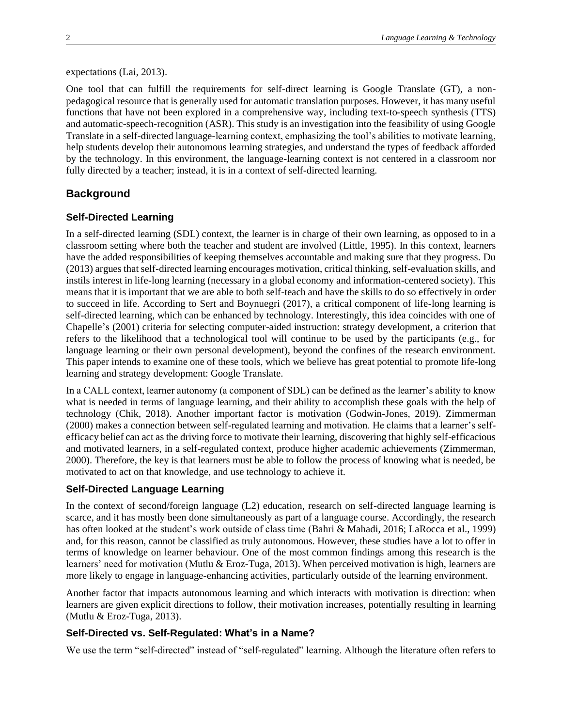expectations (Lai, 2013).

One tool that can fulfill the requirements for self-direct learning is Google Translate (GT), a non-pedagogical resource that is generally used for automatic translation purposes. However, it has many useful functions that have not been explored in a comprehensive way, including text-to-speech synthesis (TTS) and automatic-speech-recognition (ASR). This study is an investigation into the feasibility of using Google Translate in a self-directed language-learning context, emphasizing the tool's abilities to motivate learning, help students develop their autonomous learning strategies, and understand the types of feedback afforded by the technology. In this environment, the language-learning context is not centered in a classroom nor fully directed by a teacher; instead, it is in a context of self-directed learning.

## Background

### Self-Directed Learning

In a self-directed learning (SDL) context, the learner is in charge of their own learning, as opposed to in a classroom setting where both the teacher and student are involved (Little, 1995). In this context, learners have the added responsibilities of keeping themselves accountable and making sure that they progress. Du (2013) argues that self-directed learning encourages motivation, critical thinking, self-evaluation skills, and instils interest in life-long learning (necessary in a global economy and information-centered society). This means that it is important that we are able to both self-teach and have the skills to do so effectively in order to succeed in life. According to Sert and Boynuegri (2017), a critical component of life-long learning is self-directed learning, which can be enhanced by technology. Interestingly, this idea coincides with one of Chapelle's (2001) criteria for selecting computer-aided instruction: strategy development, a criterion that refers to the likelihood that a technological tool will continue to be used by the participants (e.g., for language learning or their own personal development), beyond the confines of the research environment. This paper intends to examine one of these tools, which we believe has great potential to promote life-long learning and strategy development: Google Translate.

In a CALL context, learner autonomy (a component of SDL) can be defined as the learner's ability to know what is needed in terms of language learning, and their ability to accomplish these goals with the help of technology (Chik, 2018). Another important factor is motivation (Godwin-Jones, 2019). Zimmerman (2000) makes a connection between self-regulated learning and motivation. He claims that a learner's self-efficacy belief can act as the driving force to motivate their learning, discovering that highly self-efficacious and motivated learners, in a self-regulated context, produce higher academic achievements (Zimmerman, 2000). Therefore, the key is that learners must be able to follow the process of knowing what is needed, be motivated to act on that knowledge, and use technology to achieve it.

### Self-Directed Language Learning

In the context of second/foreign language (L2) education, research on self-directed language learning is scarce, and it has mostly been done simultaneously as part of a language course. Accordingly, the research has often looked at the student's work outside of class time (Bahri & Mahadi, 2016; LaRocca et al., 1999) and, for this reason, cannot be classified as truly autonomous. However, these studies have a lot to offer in terms of knowledge on learner behaviour. One of the most common findings among this research is the learners' need for motivation (Mutlu & Eroz-Tuga, 2013). When perceived motivation is high, learners are more likely to engage in language-enhancing activities, particularly outside of the learning environment.

Another factor that impacts autonomous learning and which interacts with motivation is direction: when learners are given explicit directions to follow, their motivation increases, potentially resulting in learning (Mutlu & Eroz-Tuga, 2013).

### Self-Directed vs. Self-Regulated: What's in a Name?

We use the term "self-directed" instead of "self-regulated" learning. Although the literature often refers to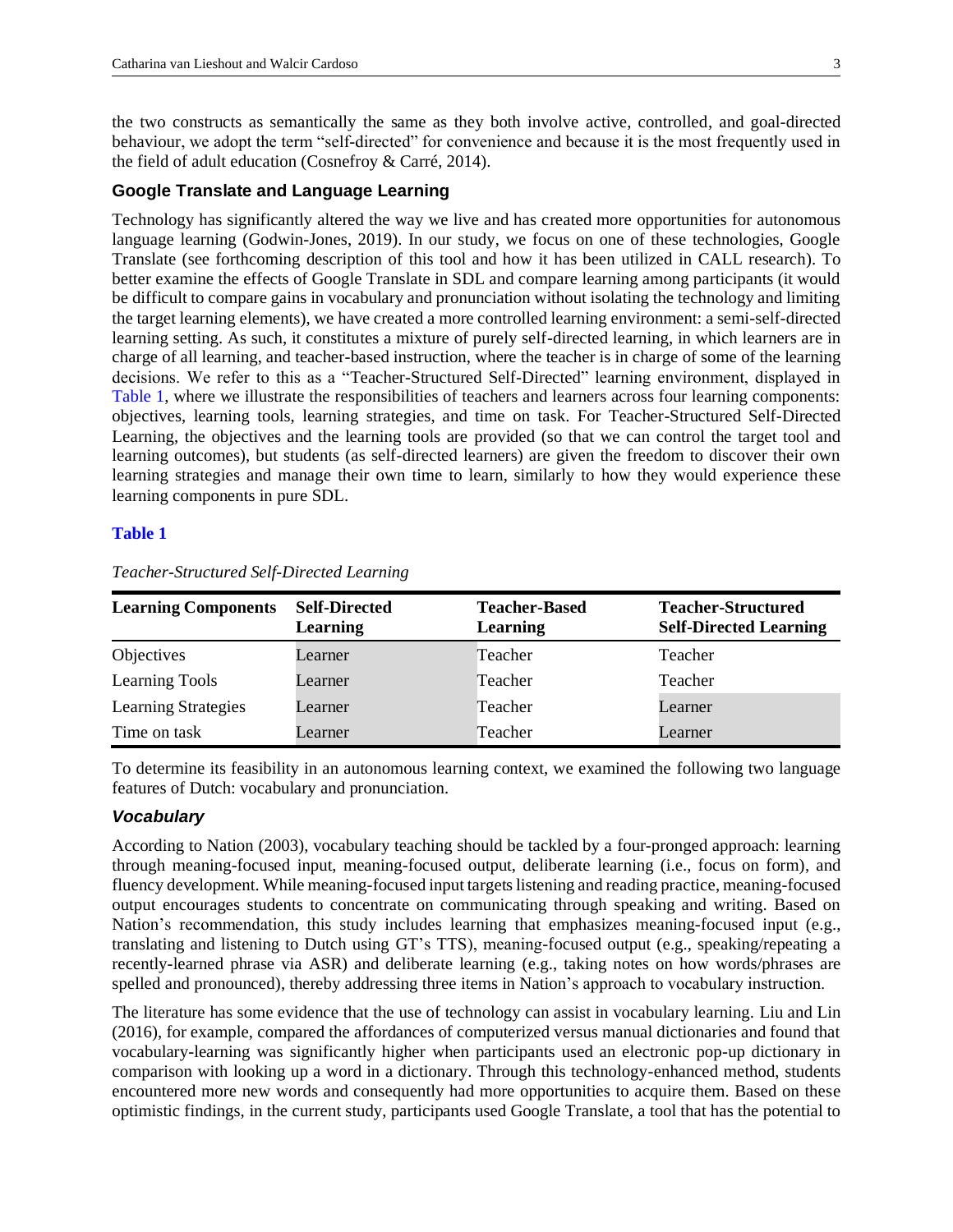the two constructs as semantically the same as they both involve active, controlled, and goal-directed behaviour, we adopt the term "self-directed" for convenience and because it is the most frequently used in the field of adult education (Cosnefroy & Carré, 2014).

## Google Translate and Language Learning

Technology has significantly altered the way we live and has created more opportunities for autonomous language learning (Godwin-Jones, 2019). In our study, we focus on one of these technologies, Google Translate (see forthcoming description of this tool and how it has been utilized in CALL research). To better examine the effects of Google Translate in SDL and compare learning among participants (it would be difficult to compare gains in vocabulary and pronunciation without isolating the technology and limiting the target learning elements), we have created a more controlled learning environment: a semi-self-directed learning setting. As such, it constitutes a mixture of purely self-directed learning, in which learners are in charge of all learning, and teacher-based instruction, where the teacher is in charge of some of the learning decisions. We refer to this as a "Teacher-Structured Self-Directed" learning environment, displayed in Table 1, where we illustrate the responsibilities of teachers and learners across four learning components: objectives, learning tools, learning strategies, and time on task. For Teacher-Structured Self-Directed Learning, the objectives and the learning tools are provided (so that we can control the target tool and learning outcomes), but students (as self-directed learners) are given the freedom to discover their own learning strategies and manage their own time to learn, similarly to how they would experience these learning components in pure SDL.

**Table 1**

*Teacher-Structured Self-Directed Learning*

| Learning Components | Self-Directed Learning | Teacher-Based Learning | Teacher-Structured Self-Directed Learning |
|---|---|---|---|
| Objectives | Learner | Teacher | Teacher |
| Learning Tools | Learner | Teacher | Teacher |
| Learning Strategies | Learner | Teacher | Learner |
| Time on task | Learner | Teacher | Learner |

To determine its feasibility in an autonomous learning context, we examined the following two language features of Dutch: vocabulary and pronunciation.

### *Vocabulary*

According to Nation (2003), vocabulary teaching should be tackled by a four-pronged approach: learning through meaning-focused input, meaning-focused output, deliberate learning (i.e., focus on form), and fluency development. While meaning-focused input targets listening and reading practice, meaning-focused output encourages students to concentrate on communicating through speaking and writing. Based on Nation's recommendation, this study includes learning that emphasizes meaning-focused input (e.g., translating and listening to Dutch using GT's TTS), meaning-focused output (e.g., speaking/repeating a recently-learned phrase via ASR) and deliberate learning (e.g., taking notes on how words/phrases are spelled and pronounced), thereby addressing three items in Nation's approach to vocabulary instruction.

The literature has some evidence that the use of technology can assist in vocabulary learning. Liu and Lin (2016), for example, compared the affordances of computerized versus manual dictionaries and found that vocabulary-learning was significantly higher when participants used an electronic pop-up dictionary in comparison with looking up a word in a dictionary. Through this technology-enhanced method, students encountered more new words and consequently had more opportunities to acquire them. Based on these optimistic findings, in the current study, participants used Google Translate, a tool that has the potential to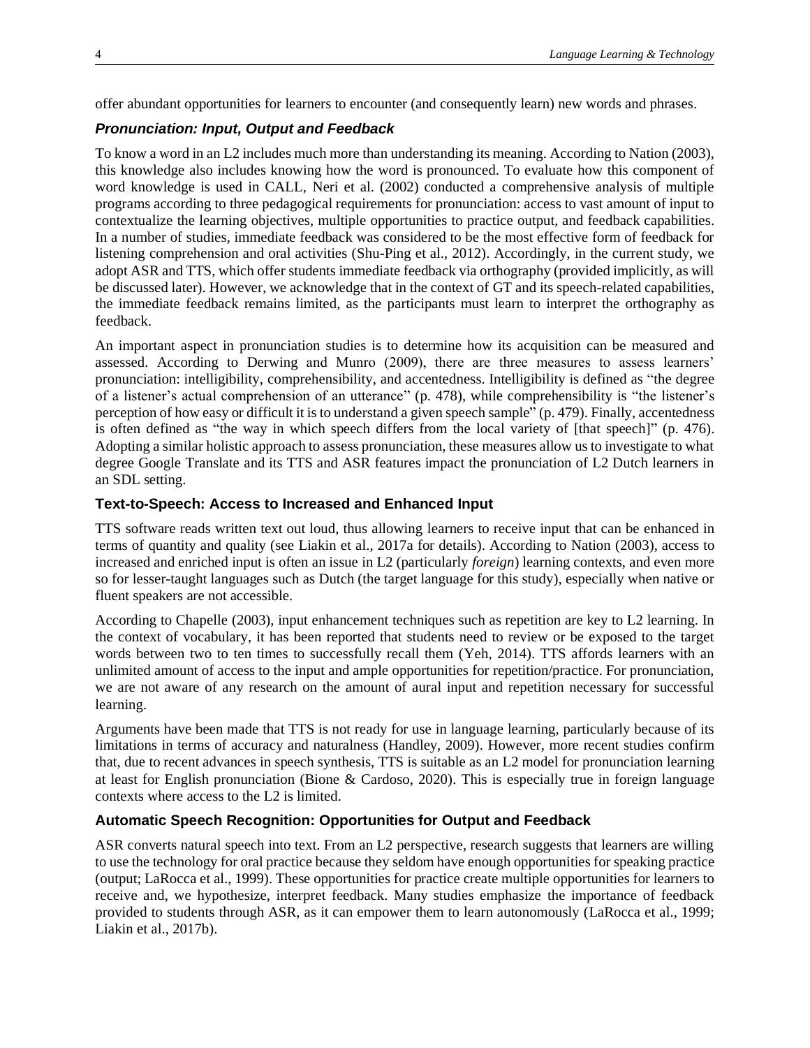offer abundant opportunities for learners to encounter (and consequently learn) new words and phrases.

### *Pronunciation: Input, Output and Feedback*

To know a word in an L2 includes much more than understanding its meaning. According to Nation (2003), this knowledge also includes knowing how the word is pronounced. To evaluate how this component of word knowledge is used in CALL, Neri et al. (2002) conducted a comprehensive analysis of multiple programs according to three pedagogical requirements for pronunciation: access to vast amount of input to contextualize the learning objectives, multiple opportunities to practice output, and feedback capabilities. In a number of studies, immediate feedback was considered to be the most effective form of feedback for listening comprehension and oral activities (Shu-Ping et al., 2012). Accordingly, in the current study, we adopt ASR and TTS, which offer students immediate feedback via orthography (provided implicitly, as will be discussed later). However, we acknowledge that in the context of GT and its speech-related capabilities, the immediate feedback remains limited, as the participants must learn to interpret the orthography as feedback.

An important aspect in pronunciation studies is to determine how its acquisition can be measured and assessed. According to Derwing and Munro (2009), there are three measures to assess learners' pronunciation: intelligibility, comprehensibility, and accentedness. Intelligibility is defined as "the degree of a listener's actual comprehension of an utterance" (p. 478), while comprehensibility is "the listener's perception of how easy or difficult it is to understand a given speech sample" (p. 479). Finally, accentedness is often defined as "the way in which speech differs from the local variety of [that speech]" (p. 476). Adopting a similar holistic approach to assess pronunciation, these measures allow us to investigate to what degree Google Translate and its TTS and ASR features impact the pronunciation of L2 Dutch learners in an SDL setting.

#### Text-to-Speech: Access to Increased and Enhanced Input

TTS software reads written text out loud, thus allowing learners to receive input that can be enhanced in terms of quantity and quality (see Liakin et al., 2017a for details). According to Nation (2003), access to increased and enriched input is often an issue in L2 (particularly *foreign*) learning contexts, and even more so for lesser-taught languages such as Dutch (the target language for this study), especially when native or fluent speakers are not accessible.

According to Chapelle (2003), input enhancement techniques such as repetition are key to L2 learning. In the context of vocabulary, it has been reported that students need to review or be exposed to the target words between two to ten times to successfully recall them (Yeh, 2014). TTS affords learners with an unlimited amount of access to the input and ample opportunities for repetition/practice. For pronunciation, we are not aware of any research on the amount of aural input and repetition necessary for successful learning.

Arguments have been made that TTS is not ready for use in language learning, particularly because of its limitations in terms of accuracy and naturalness (Handley, 2009). However, more recent studies confirm that, due to recent advances in speech synthesis, TTS is suitable as an L2 model for pronunciation learning at least for English pronunciation (Bione & Cardoso, 2020). This is especially true in foreign language contexts where access to the L2 is limited.

#### Automatic Speech Recognition: Opportunities for Output and Feedback

ASR converts natural speech into text. From an L2 perspective, research suggests that learners are willing to use the technology for oral practice because they seldom have enough opportunities for speaking practice (output; LaRocca et al., 1999). These opportunities for practice create multiple opportunities for learners to receive and, we hypothesize, interpret feedback. Many studies emphasize the importance of feedback provided to students through ASR, as it can empower them to learn autonomously (LaRocca et al., 1999; Liakin et al., 2017b).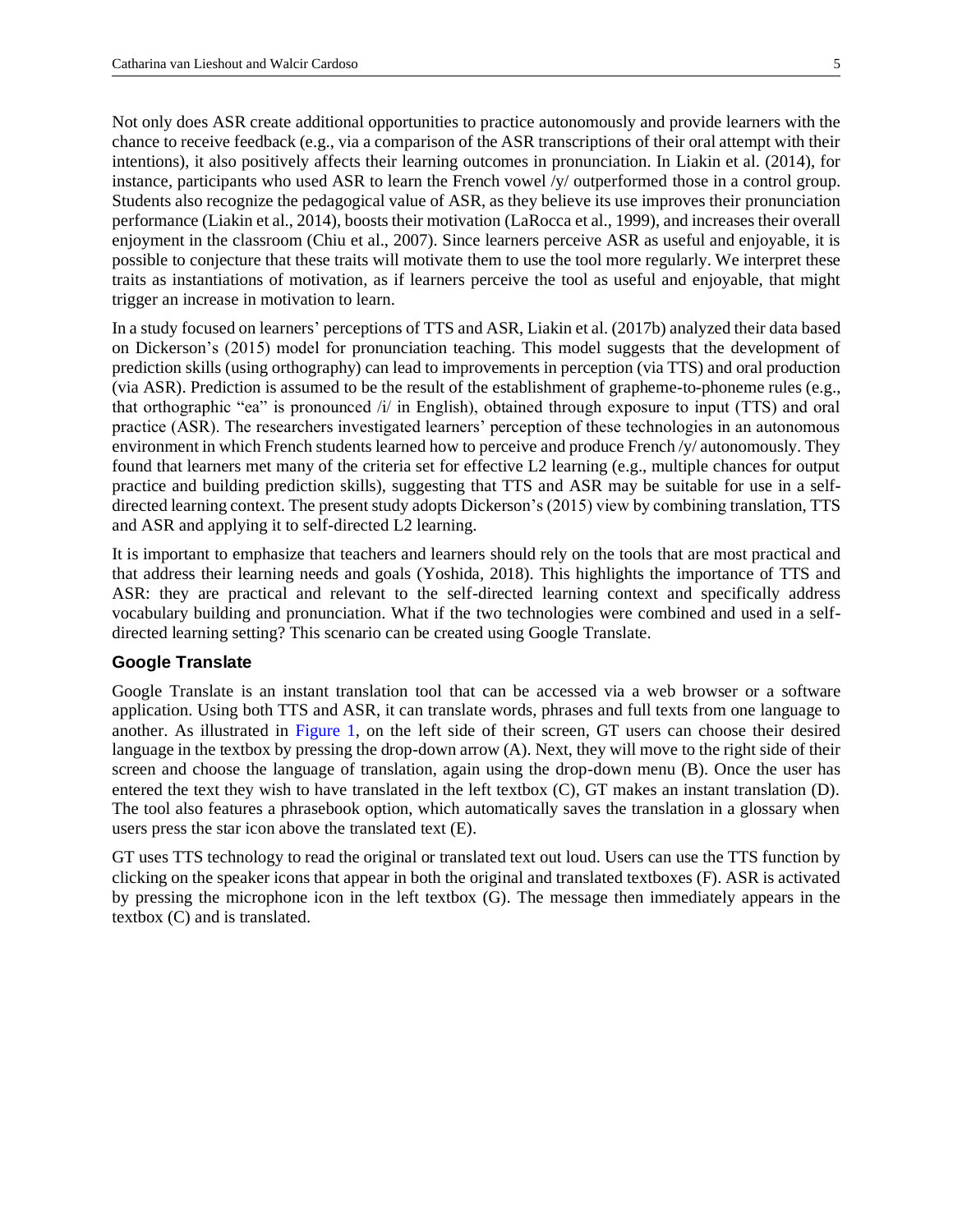Not only does ASR create additional opportunities to practice autonomously and provide learners with the chance to receive feedback (e.g., via a comparison of the ASR transcriptions of their oral attempt with their intentions), it also positively affects their learning outcomes in pronunciation. In Liakin et al. (2014), for instance, participants who used ASR to learn the French vowel /y/ outperformed those in a control group. Students also recognize the pedagogical value of ASR, as they believe its use improves their pronunciation performance (Liakin et al., 2014), boosts their motivation (LaRocca et al., 1999), and increases their overall enjoyment in the classroom (Chiu et al., 2007). Since learners perceive ASR as useful and enjoyable, it is possible to conjecture that these traits will motivate them to use the tool more regularly. We interpret these traits as instantiations of motivation, as if learners perceive the tool as useful and enjoyable, that might trigger an increase in motivation to learn.

In a study focused on learners' perceptions of TTS and ASR, Liakin et al. (2017b) analyzed their data based on Dickerson's (2015) model for pronunciation teaching. This model suggests that the development of prediction skills (using orthography) can lead to improvements in perception (via TTS) and oral production (via ASR). Prediction is assumed to be the result of the establishment of grapheme-to-phoneme rules (e.g., that orthographic "ea" is pronounced /i/ in English), obtained through exposure to input (TTS) and oral practice (ASR). The researchers investigated learners' perception of these technologies in an autonomous environment in which French students learned how to perceive and produce French /y/ autonomously. They found that learners met many of the criteria set for effective L2 learning (e.g., multiple chances for output practice and building prediction skills), suggesting that TTS and ASR may be suitable for use in a self-directed learning context. The present study adopts Dickerson's (2015) view by combining translation, TTS and ASR and applying it to self-directed L2 learning.

It is important to emphasize that teachers and learners should rely on the tools that are most practical and that address their learning needs and goals (Yoshida, 2018). This highlights the importance of TTS and ASR: they are practical and relevant to the self-directed learning context and specifically address vocabulary building and pronunciation. What if the two technologies were combined and used in a self-directed learning setting? This scenario can be created using Google Translate.

### Google Translate

Google Translate is an instant translation tool that can be accessed via a web browser or a software application. Using both TTS and ASR, it can translate words, phrases and full texts from one language to another. As illustrated in Figure 1, on the left side of their screen, GT users can choose their desired language in the textbox by pressing the drop-down arrow (A). Next, they will move to the right side of their screen and choose the language of translation, again using the drop-down menu (B). Once the user has entered the text they wish to have translated in the left textbox (C), GT makes an instant translation (D). The tool also features a phrasebook option, which automatically saves the translation in a glossary when users press the star icon above the translated text (E).

GT uses TTS technology to read the original or translated text out loud. Users can use the TTS function by clicking on the speaker icons that appear in both the original and translated textboxes (F). ASR is activated by pressing the microphone icon in the left textbox (G). The message then immediately appears in the textbox (C) and is translated.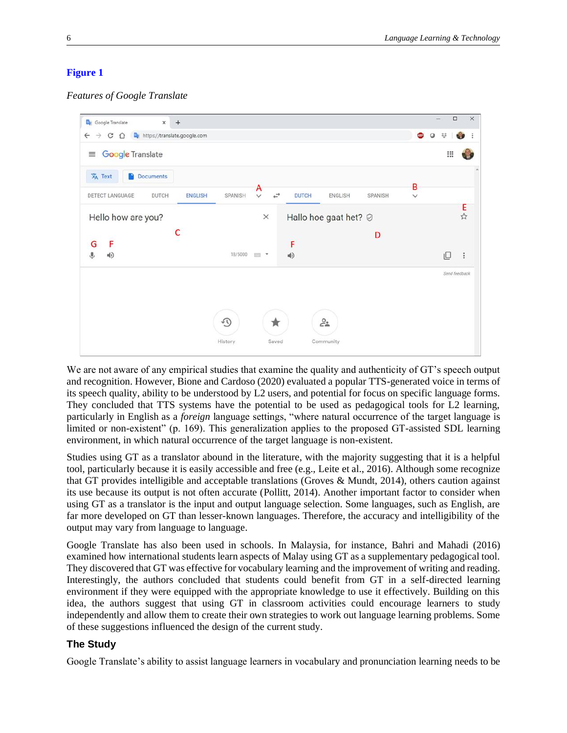**Figure 1**

*Features of Google Translate*

We are not aware of any empirical studies that examine the quality and authenticity of GT's speech output and recognition. However, Bione and Cardoso (2020) evaluated a popular TTS-generated voice in terms of its speech quality, ability to be understood by L2 users, and potential for focus on specific language forms. They concluded that TTS systems have the potential to be used as pedagogical tools for L2 learning, particularly in English as a *foreign* language settings, "where natural occurrence of the target language is limited or non-existent" (p. 169). This generalization applies to the proposed GT-assisted SDL learning environment, in which natural occurrence of the target language is non-existent.

Studies using GT as a translator abound in the literature, with the majority suggesting that it is a helpful tool, particularly because it is easily accessible and free (e.g., Leite et al., 2016). Although some recognize that GT provides intelligible and acceptable translations (Groves & Mundt, 2014), others caution against its use because its output is not often accurate (Pollitt, 2014). Another important factor to consider when using GT as a translator is the input and output language selection. Some languages, such as English, are far more developed on GT than lesser-known languages. Therefore, the accuracy and intelligibility of the output may vary from language to language.

Google Translate has also been used in schools. In Malaysia, for instance, Bahri and Mahadi (2016) examined how international students learn aspects of Malay using GT as a supplementary pedagogical tool. They discovered that GT was effective for vocabulary learning and the improvement of writing and reading. Interestingly, the authors concluded that students could benefit from GT in a self-directed learning environment if they were equipped with the appropriate knowledge to use it effectively. Building on this idea, the authors suggest that using GT in classroom activities could encourage learners to study independently and allow them to create their own strategies to work out language learning problems. Some of these suggestions influenced the design of the current study.

## The Study

Google Translate's ability to assist language learners in vocabulary and pronunciation learning needs to be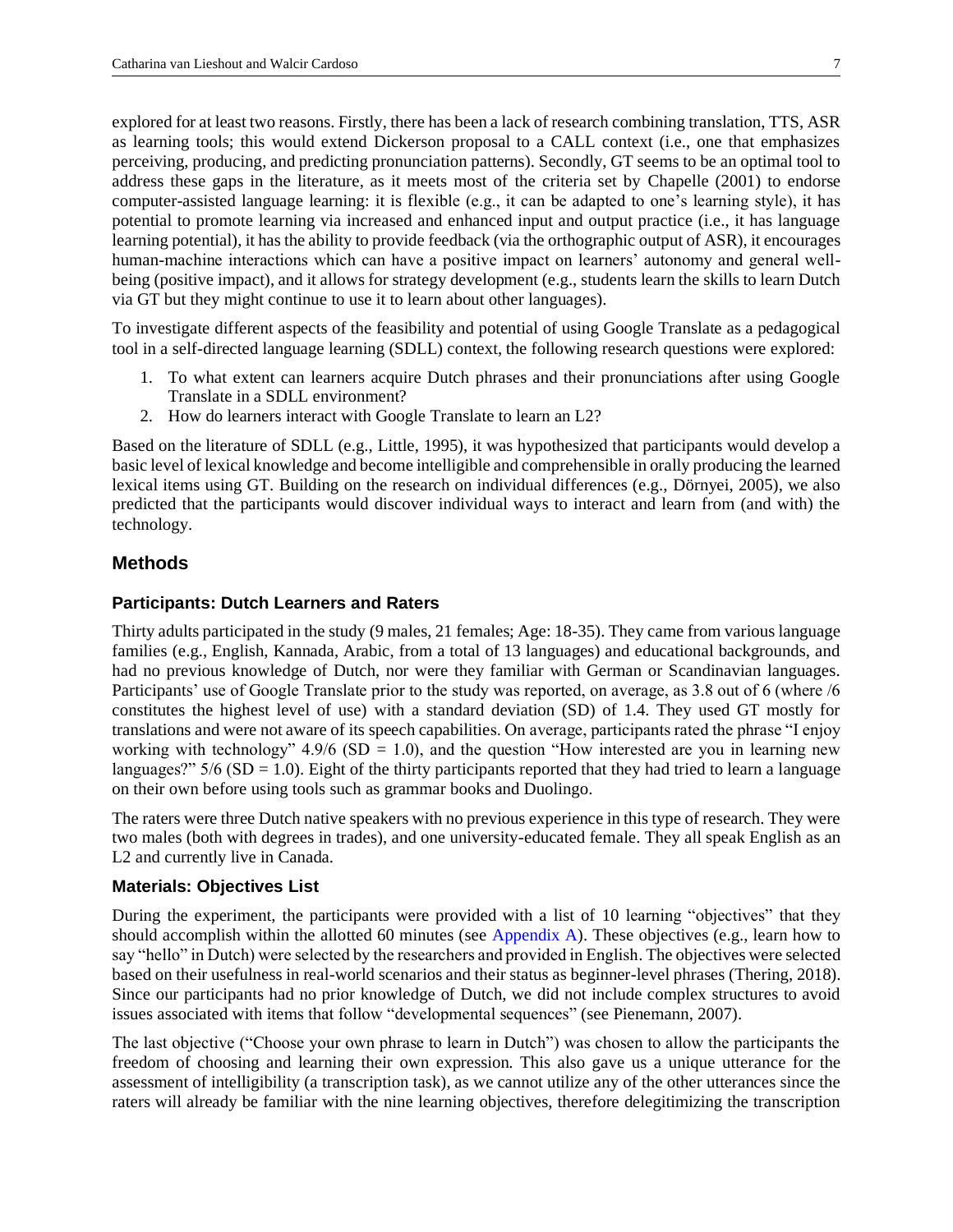explored for at least two reasons. Firstly, there has been a lack of research combining translation, TTS, ASR as learning tools; this would extend Dickerson proposal to a CALL context (i.e., one that emphasizes perceiving, producing, and predicting pronunciation patterns). Secondly, GT seems to be an optimal tool to address these gaps in the literature, as it meets most of the criteria set by Chapelle (2001) to endorse computer-assisted language learning: it is flexible (e.g., it can be adapted to one's learning style), it has potential to promote learning via increased and enhanced input and output practice (i.e., it has language learning potential), it has the ability to provide feedback (via the orthographic output of ASR), it encourages human-machine interactions which can have a positive impact on learners' autonomy and general well-being (positive impact), and it allows for strategy development (e.g., students learn the skills to learn Dutch via GT but they might continue to use it to learn about other languages).

To investigate different aspects of the feasibility and potential of using Google Translate as a pedagogical tool in a self-directed language learning (SDLL) context, the following research questions were explored:

1. To what extent can learners acquire Dutch phrases and their pronunciations after using Google Translate in a SDLL environment?
2. How do learners interact with Google Translate to learn an L2?

Based on the literature of SDLL (e.g., Little, 1995), it was hypothesized that participants would develop a basic level of lexical knowledge and become intelligible and comprehensible in orally producing the learned lexical items using GT. Building on the research on individual differences (e.g., Dörnyei, 2005), we also predicted that the participants would discover individual ways to interact and learn from (and with) the technology.

## Methods

### Participants: Dutch Learners and Raters

Thirty adults participated in the study (9 males, 21 females; Age: 18-35). They came from various language families (e.g., English, Kannada, Arabic, from a total of 13 languages) and educational backgrounds, and had no previous knowledge of Dutch, nor were they familiar with German or Scandinavian languages. Participants' use of Google Translate prior to the study was reported, on average, as 3.8 out of 6 (where /6 constitutes the highest level of use) with a standard deviation (SD) of 1.4. They used GT mostly for translations and were not aware of its speech capabilities. On average, participants rated the phrase "I enjoy working with technology" 4.9/6 (SD = 1.0), and the question "How interested are you in learning new languages?" 5/6 (SD = 1.0). Eight of the thirty participants reported that they had tried to learn a language on their own before using tools such as grammar books and Duolingo.

The raters were three Dutch native speakers with no previous experience in this type of research. They were two males (both with degrees in trades), and one university-educated female. They all speak English as an L2 and currently live in Canada.

### Materials: Objectives List

During the experiment, the participants were provided with a list of 10 learning "objectives" that they should accomplish within the allotted 60 minutes (see Appendix A). These objectives (e.g., learn how to say "hello" in Dutch) were selected by the researchers and provided in English. The objectives were selected based on their usefulness in real-world scenarios and their status as beginner-level phrases (Thering, 2018). Since our participants had no prior knowledge of Dutch, we did not include complex structures to avoid issues associated with items that follow "developmental sequences" (see Pienemann, 2007).

The last objective ("Choose your own phrase to learn in Dutch") was chosen to allow the participants the freedom of choosing and learning their own expression. This also gave us a unique utterance for the assessment of intelligibility (a transcription task), as we cannot utilize any of the other utterances since the raters will already be familiar with the nine learning objectives, therefore delegitimizing the transcription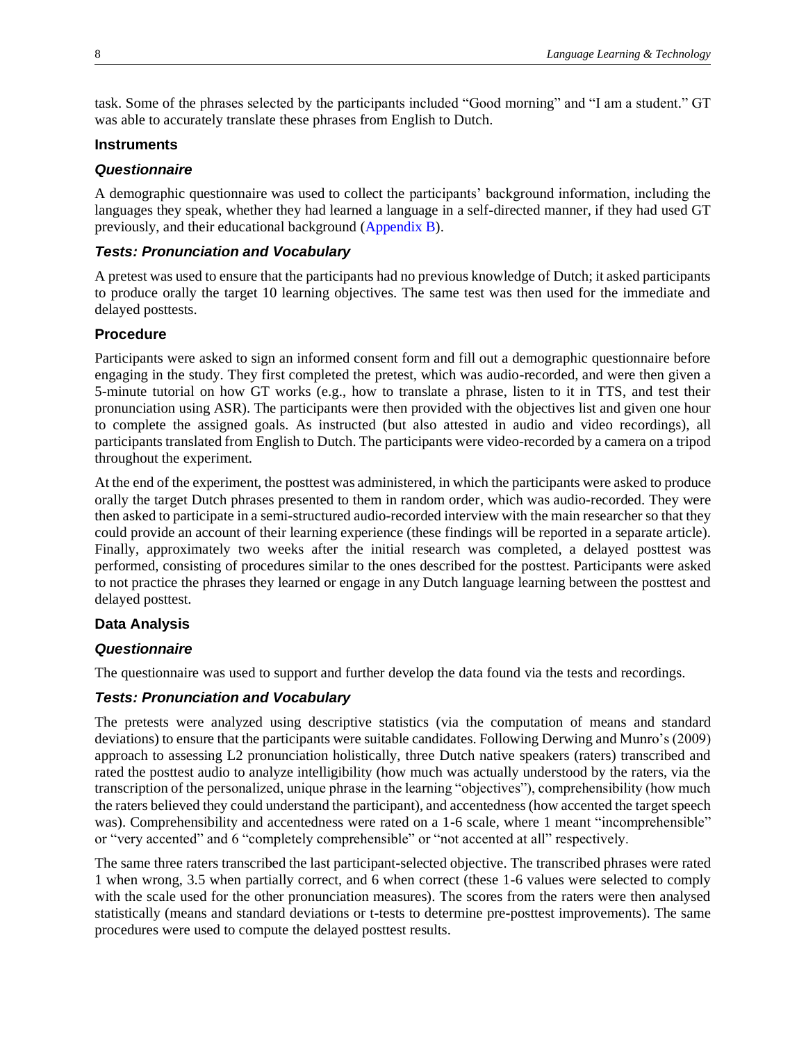task. Some of the phrases selected by the participants included "Good morning" and "I am a student." GT was able to accurately translate these phrases from English to Dutch.

### Instruments

#### *Questionnaire*

A demographic questionnaire was used to collect the participants' background information, including the languages they speak, whether they had learned a language in a self-directed manner, if they had used GT previously, and their educational background (Appendix B).

#### *Tests: Pronunciation and Vocabulary*

A pretest was used to ensure that the participants had no previous knowledge of Dutch; it asked participants to produce orally the target 10 learning objectives. The same test was then used for the immediate and delayed posttests.

### Procedure

Participants were asked to sign an informed consent form and fill out a demographic questionnaire before engaging in the study. They first completed the pretest, which was audio-recorded, and were then given a 5-minute tutorial on how GT works (e.g., how to translate a phrase, listen to it in TTS, and test their pronunciation using ASR). The participants were then provided with the objectives list and given one hour to complete the assigned goals. As instructed (but also attested in audio and video recordings), all participants translated from English to Dutch. The participants were video-recorded by a camera on a tripod throughout the experiment.

At the end of the experiment, the posttest was administered, in which the participants were asked to produce orally the target Dutch phrases presented to them in random order, which was audio-recorded. They were then asked to participate in a semi-structured audio-recorded interview with the main researcher so that they could provide an account of their learning experience (these findings will be reported in a separate article). Finally, approximately two weeks after the initial research was completed, a delayed posttest was performed, consisting of procedures similar to the ones described for the posttest. Participants were asked to not practice the phrases they learned or engage in any Dutch language learning between the posttest and delayed posttest.

### Data Analysis

#### *Questionnaire*

The questionnaire was used to support and further develop the data found via the tests and recordings.

#### *Tests: Pronunciation and Vocabulary*

The pretests were analyzed using descriptive statistics (via the computation of means and standard deviations) to ensure that the participants were suitable candidates. Following Derwing and Munro's (2009) approach to assessing L2 pronunciation holistically, three Dutch native speakers (raters) transcribed and rated the posttest audio to analyze intelligibility (how much was actually understood by the raters, via the transcription of the personalized, unique phrase in the learning "objectives"), comprehensibility (how much the raters believed they could understand the participant), and accentedness (how accented the target speech was). Comprehensibility and accentedness were rated on a 1-6 scale, where 1 meant "incomprehensible" or "very accented" and 6 "completely comprehensible" or "not accented at all" respectively.

The same three raters transcribed the last participant-selected objective. The transcribed phrases were rated 1 when wrong, 3.5 when partially correct, and 6 when correct (these 1-6 values were selected to comply with the scale used for the other pronunciation measures). The scores from the raters were then analysed statistically (means and standard deviations or t-tests to determine pre-posttest improvements). The same procedures were used to compute the delayed posttest results.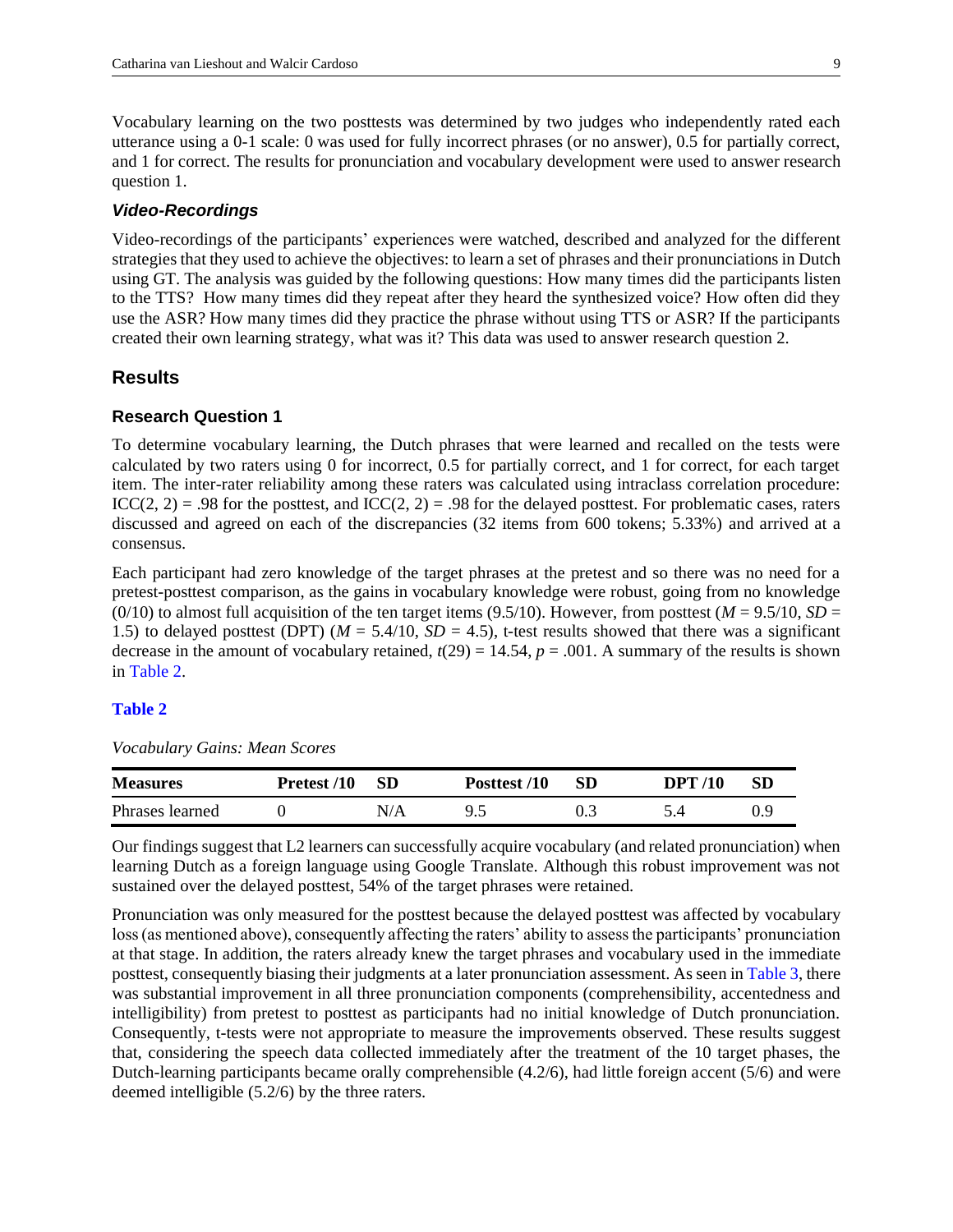Vocabulary learning on the two posttests was determined by two judges who independently rated each utterance using a 0-1 scale: 0 was used for fully incorrect phrases (or no answer), 0.5 for partially correct, and 1 for correct. The results for pronunciation and vocabulary development were used to answer research question 1.

#### *Video-Recordings*

Video-recordings of the participants' experiences were watched, described and analyzed for the different strategies that they used to achieve the objectives: to learn a set of phrases and their pronunciations in Dutch using GT. The analysis was guided by the following questions: How many times did the participants listen to the TTS? How many times did they repeat after they heard the synthesized voice? How often did they use the ASR? How many times did they practice the phrase without using TTS or ASR? If the participants created their own learning strategy, what was it? This data was used to answer research question 2.

## Results

### Research Question 1

To determine vocabulary learning, the Dutch phrases that were learned and recalled on the tests were calculated by two raters using 0 for incorrect, 0.5 for partially correct, and 1 for correct, for each target item. The inter-rater reliability among these raters was calculated using intraclass correlation procedure: ICC(2, 2) = .98 for the posttest, and ICC(2, 2) = .98 for the delayed posttest. For problematic cases, raters discussed and agreed on each of the discrepancies (32 items from 600 tokens; 5.33%) and arrived at a consensus.

Each participant had zero knowledge of the target phrases at the pretest and so there was no need for a pretest-posttest comparison, as the gains in vocabulary knowledge were robust, going from no knowledge (0/10) to almost full acquisition of the ten target items (9.5/10). However, from posttest ($M = 9.5/10$, $SD = 1.5$) to delayed posttest (DPT) ($M = 5.4/10$, $SD = 4.5$), t-test results showed that there was a significant decrease in the amount of vocabulary retained, $t(29) = 14.54$, $p = .001$. A summary of the results is shown in Table 2.

**Table 2**

*Vocabulary Gains: Mean Scores*

| Measures | Pretest /10 | SD | Posttest /10 | SD | DPT /10 | SD |
|---|---|---|---|---|---|---|
| Phrases learned | 0 | N/A | 9.5 | 0.3 | 5.4 | 0.9 |

Our findings suggest that L2 learners can successfully acquire vocabulary (and related pronunciation) when learning Dutch as a foreign language using Google Translate. Although this robust improvement was not sustained over the delayed posttest, 54% of the target phrases were retained.

Pronunciation was only measured for the posttest because the delayed posttest was affected by vocabulary loss (as mentioned above), consequently affecting the raters' ability to assess the participants' pronunciation at that stage. In addition, the raters already knew the target phrases and vocabulary used in the immediate posttest, consequently biasing their judgments at a later pronunciation assessment. As seen in Table 3, there was substantial improvement in all three pronunciation components (comprehensibility, accentedness and intelligibility) from pretest to posttest as participants had no initial knowledge of Dutch pronunciation. Consequently, t-tests were not appropriate to measure the improvements observed. These results suggest that, considering the speech data collected immediately after the treatment of the 10 target phases, the Dutch-learning participants became orally comprehensible (4.2/6), had little foreign accent (5/6) and were deemed intelligible (5.2/6) by the three raters.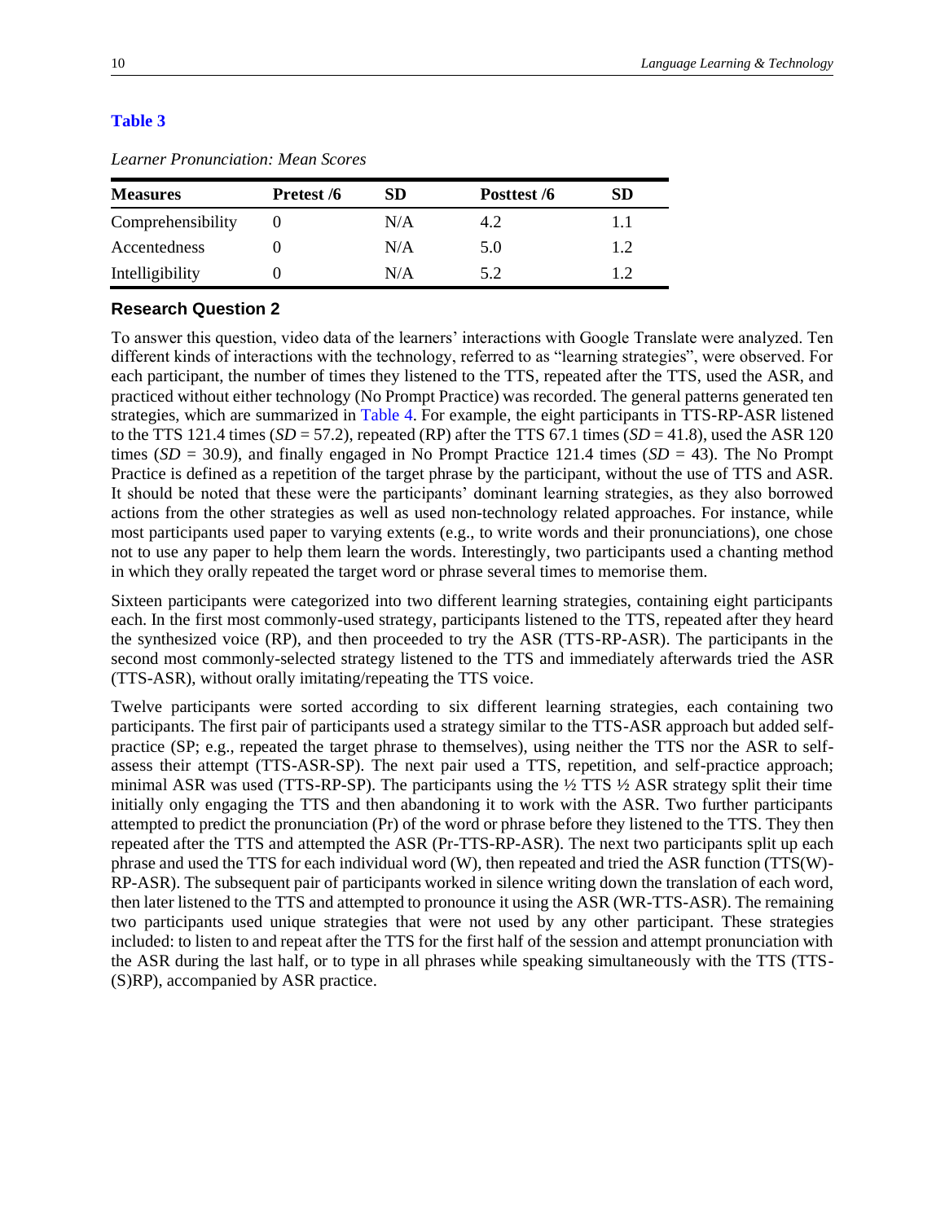**Table 3**

*Learner Pronunciation: Mean Scores*

| Measures | Pretest /6 | SD | Posttest /6 | SD |
|---|---|---|---|---|
| Comprehensibility | 0 | N/A | 4.2 | 1.1 |
| Accentedness | 0 | N/A | 5.0 | 1.2 |
| Intelligibility | 0 | N/A | 5.2 | 1.2 |

### Research Question 2

To answer this question, video data of the learners' interactions with Google Translate were analyzed. Ten different kinds of interactions with the technology, referred to as "learning strategies", were observed. For each participant, the number of times they listened to the TTS, repeated after the TTS, used the ASR, and practiced without either technology (No Prompt Practice) was recorded. The general patterns generated ten strategies, which are summarized in Table 4. For example, the eight participants in TTS-RP-ASR listened to the TTS 121.4 times (*SD* = 57.2), repeated (RP) after the TTS 67.1 times (*SD* = 41.8), used the ASR 120 times (*SD* = 30.9), and finally engaged in No Prompt Practice 121.4 times (*SD* = 43). The No Prompt Practice is defined as a repetition of the target phrase by the participant, without the use of TTS and ASR. It should be noted that these were the participants' dominant learning strategies, as they also borrowed actions from the other strategies as well as used non-technology related approaches. For instance, while most participants used paper to varying extents (e.g., to write words and their pronunciations), one chose not to use any paper to help them learn the words. Interestingly, two participants used a chanting method in which they orally repeated the target word or phrase several times to memorise them.

Sixteen participants were categorized into two different learning strategies, containing eight participants each. In the first most commonly-used strategy, participants listened to the TTS, repeated after they heard the synthesized voice (RP), and then proceeded to try the ASR (TTS-RP-ASR). The participants in the second most commonly-selected strategy listened to the TTS and immediately afterwards tried the ASR (TTS-ASR), without orally imitating/repeating the TTS voice.

Twelve participants were sorted according to six different learning strategies, each containing two participants. The first pair of participants used a strategy similar to the TTS-ASR approach but added self-practice (SP; e.g., repeated the target phrase to themselves), using neither the TTS nor the ASR to self-assess their attempt (TTS-ASR-SP). The next pair used a TTS, repetition, and self-practice approach; minimal ASR was used (TTS-RP-SP). The participants using the ½ TTS ½ ASR strategy split their time initially only engaging the TTS and then abandoning it to work with the ASR. Two further participants attempted to predict the pronunciation (Pr) of the word or phrase before they listened to the TTS. They then repeated after the TTS and attempted the ASR (Pr-TTS-RP-ASR). The next two participants split up each phrase and used the TTS for each individual word (W), then repeated and tried the ASR function (TTS(W)-RP-ASR). The subsequent pair of participants worked in silence writing down the translation of each word, then later listened to the TTS and attempted to pronounce it using the ASR (WR-TTS-ASR). The remaining two participants used unique strategies that were not used by any other participant. These strategies included: to listen to and repeat after the TTS for the first half of the session and attempt pronunciation with the ASR during the last half, or to type in all phrases while speaking simultaneously with the TTS (TTS-(S)RP), accompanied by ASR practice.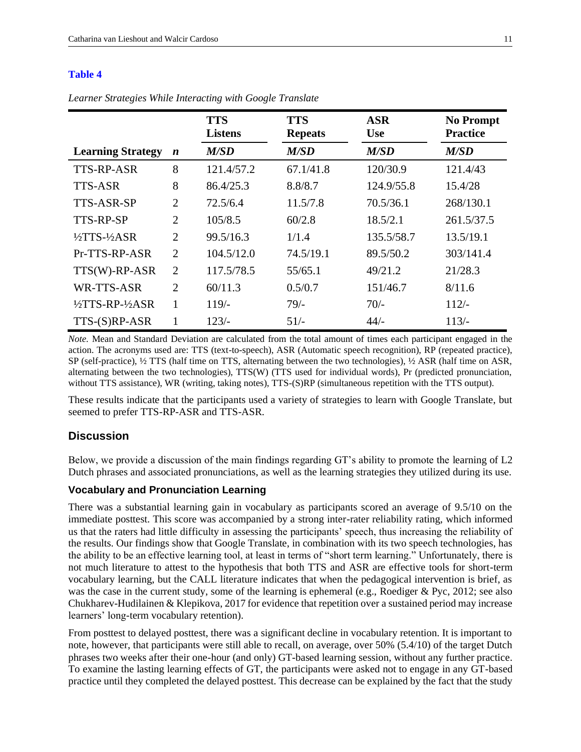**Table 4**

*Learner Strategies While Interacting with Google Translate*

| | | TTS Listens | TTS Repeats | ASR Use | No Prompt Practice |
|---|---|---|---|---|---|
| **Learning Strategy** | ***n*** | ***M/SD*** | ***M/SD*** | ***M/SD*** | ***M/SD*** |
| TTS-RP-ASR | 8 | 121.4/57.2 | 67.1/41.8 | 120/30.9 | 121.4/43 |
| TTS-ASR | 8 | 86.4/25.3 | 8.8/8.7 | 124.9/55.8 | 15.4/28 |
| TTS-ASR-SP | 2 | 72.5/6.4 | 11.5/7.8 | 70.5/36.1 | 268/130.1 |
| TTS-RP-SP | 2 | 105/8.5 | 60/2.8 | 18.5/2.1 | 261.5/37.5 |
| ½TTS-½ASR | 2 | 99.5/16.3 | 1/1.4 | 135.5/58.7 | 13.5/19.1 |
| Pr-TTS-RP-ASR | 2 | 104.5/12.0 | 74.5/19.1 | 89.5/50.2 | 303/141.4 |
| TTS(W)-RP-ASR | 2 | 117.5/78.5 | 55/65.1 | 49/21.2 | 21/28.3 |
| WR-TTS-ASR | 2 | 60/11.3 | 0.5/0.7 | 151/46.7 | 8/11.6 |
| ½TTS-RP-½ASR | 1 | 119/- | 79/- | 70/- | 112/- |
| TTS-(S)RP-ASR | 1 | 123/- | 51/- | 44/- | 113/- |

*Note.* Mean and Standard Deviation are calculated from the total amount of times each participant engaged in the action. The acronyms used are: TTS (text-to-speech), ASR (Automatic speech recognition), RP (repeated practice), SP (self-practice), ½ TTS (half time on TTS, alternating between the two technologies), ½ ASR (half time on ASR, alternating between the two technologies), TTS(W) (TTS used for individual words), Pr (predicted pronunciation, without TTS assistance), WR (writing, taking notes), TTS-(S)RP (simultaneous repetition with the TTS output).

These results indicate that the participants used a variety of strategies to learn with Google Translate, but seemed to prefer TTS-RP-ASR and TTS-ASR.

## Discussion

Below, we provide a discussion of the main findings regarding GT's ability to promote the learning of L2 Dutch phrases and associated pronunciations, as well as the learning strategies they utilized during its use.

### Vocabulary and Pronunciation Learning

There was a substantial learning gain in vocabulary as participants scored an average of 9.5/10 on the immediate posttest. This score was accompanied by a strong inter-rater reliability rating, which informed us that the raters had little difficulty in assessing the participants' speech, thus increasing the reliability of the results. Our findings show that Google Translate, in combination with its two speech technologies, has the ability to be an effective learning tool, at least in terms of "short term learning." Unfortunately, there is not much literature to attest to the hypothesis that both TTS and ASR are effective tools for short-term vocabulary learning, but the CALL literature indicates that when the pedagogical intervention is brief, as was the case in the current study, some of the learning is ephemeral (e.g., Roediger & Pyc, 2012; see also Chukharev-Hudilainen & Klepikova, 2017 for evidence that repetition over a sustained period may increase learners' long-term vocabulary retention).

From posttest to delayed posttest, there was a significant decline in vocabulary retention. It is important to note, however, that participants were still able to recall, on average, over 50% (5.4/10) of the target Dutch phrases two weeks after their one-hour (and only) GT-based learning session, without any further practice. To examine the lasting learning effects of GT, the participants were asked not to engage in any GT-based practice until they completed the delayed posttest. This decrease can be explained by the fact that the study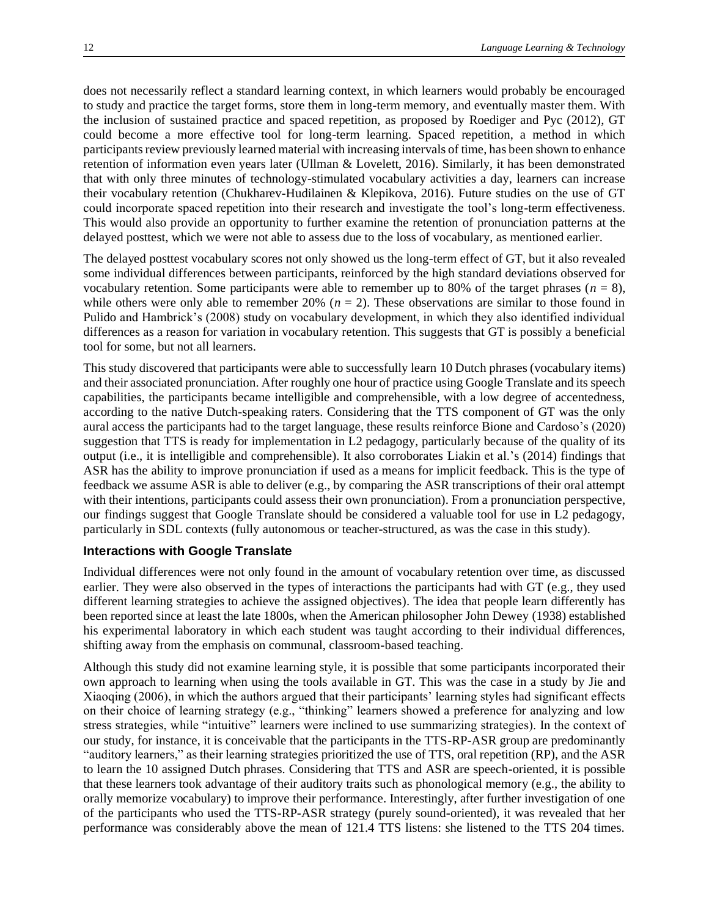does not necessarily reflect a standard learning context, in which learners would probably be encouraged to study and practice the target forms, store them in long-term memory, and eventually master them. With the inclusion of sustained practice and spaced repetition, as proposed by Roediger and Pyc (2012), GT could become a more effective tool for long-term learning. Spaced repetition, a method in which participants review previously learned material with increasing intervals of time, has been shown to enhance retention of information even years later (Ullman & Lovelett, 2016). Similarly, it has been demonstrated that with only three minutes of technology-stimulated vocabulary activities a day, learners can increase their vocabulary retention (Chukharev-Hudilainen & Klepikova, 2016). Future studies on the use of GT could incorporate spaced repetition into their research and investigate the tool's long-term effectiveness. This would also provide an opportunity to further examine the retention of pronunciation patterns at the delayed posttest, which we were not able to assess due to the loss of vocabulary, as mentioned earlier.

The delayed posttest vocabulary scores not only showed us the long-term effect of GT, but it also revealed some individual differences between participants, reinforced by the high standard deviations observed for vocabulary retention. Some participants were able to remember up to 80% of the target phrases ($n = 8$), while others were only able to remember 20% ($n = 2$). These observations are similar to those found in Pulido and Hambrick's (2008) study on vocabulary development, in which they also identified individual differences as a reason for variation in vocabulary retention. This suggests that GT is possibly a beneficial tool for some, but not all learners.

This study discovered that participants were able to successfully learn 10 Dutch phrases (vocabulary items) and their associated pronunciation. After roughly one hour of practice using Google Translate and its speech capabilities, the participants became intelligible and comprehensible, with a low degree of accentedness, according to the native Dutch-speaking raters. Considering that the TTS component of GT was the only aural access the participants had to the target language, these results reinforce Bione and Cardoso's (2020) suggestion that TTS is ready for implementation in L2 pedagogy, particularly because of the quality of its output (i.e., it is intelligible and comprehensible). It also corroborates Liakin et al.'s (2014) findings that ASR has the ability to improve pronunciation if used as a means for implicit feedback. This is the type of feedback we assume ASR is able to deliver (e.g., by comparing the ASR transcriptions of their oral attempt with their intentions, participants could assess their own pronunciation). From a pronunciation perspective, our findings suggest that Google Translate should be considered a valuable tool for use in L2 pedagogy, particularly in SDL contexts (fully autonomous or teacher-structured, as was the case in this study).

### Interactions with Google Translate

Individual differences were not only found in the amount of vocabulary retention over time, as discussed earlier. They were also observed in the types of interactions the participants had with GT (e.g., they used different learning strategies to achieve the assigned objectives). The idea that people learn differently has been reported since at least the late 1800s, when the American philosopher John Dewey (1938) established his experimental laboratory in which each student was taught according to their individual differences, shifting away from the emphasis on communal, classroom-based teaching.

Although this study did not examine learning style, it is possible that some participants incorporated their own approach to learning when using the tools available in GT. This was the case in a study by Jie and Xiaoqing (2006), in which the authors argued that their participants' learning styles had significant effects on their choice of learning strategy (e.g., "thinking" learners showed a preference for analyzing and low stress strategies, while "intuitive" learners were inclined to use summarizing strategies). In the context of our study, for instance, it is conceivable that the participants in the TTS-RP-ASR group are predominantly "auditory learners," as their learning strategies prioritized the use of TTS, oral repetition (RP), and the ASR to learn the 10 assigned Dutch phrases. Considering that TTS and ASR are speech-oriented, it is possible that these learners took advantage of their auditory traits such as phonological memory (e.g., the ability to orally memorize vocabulary) to improve their performance. Interestingly, after further investigation of one of the participants who used the TTS-RP-ASR strategy (purely sound-oriented), it was revealed that her performance was considerably above the mean of 121.4 TTS listens: she listened to the TTS 204 times.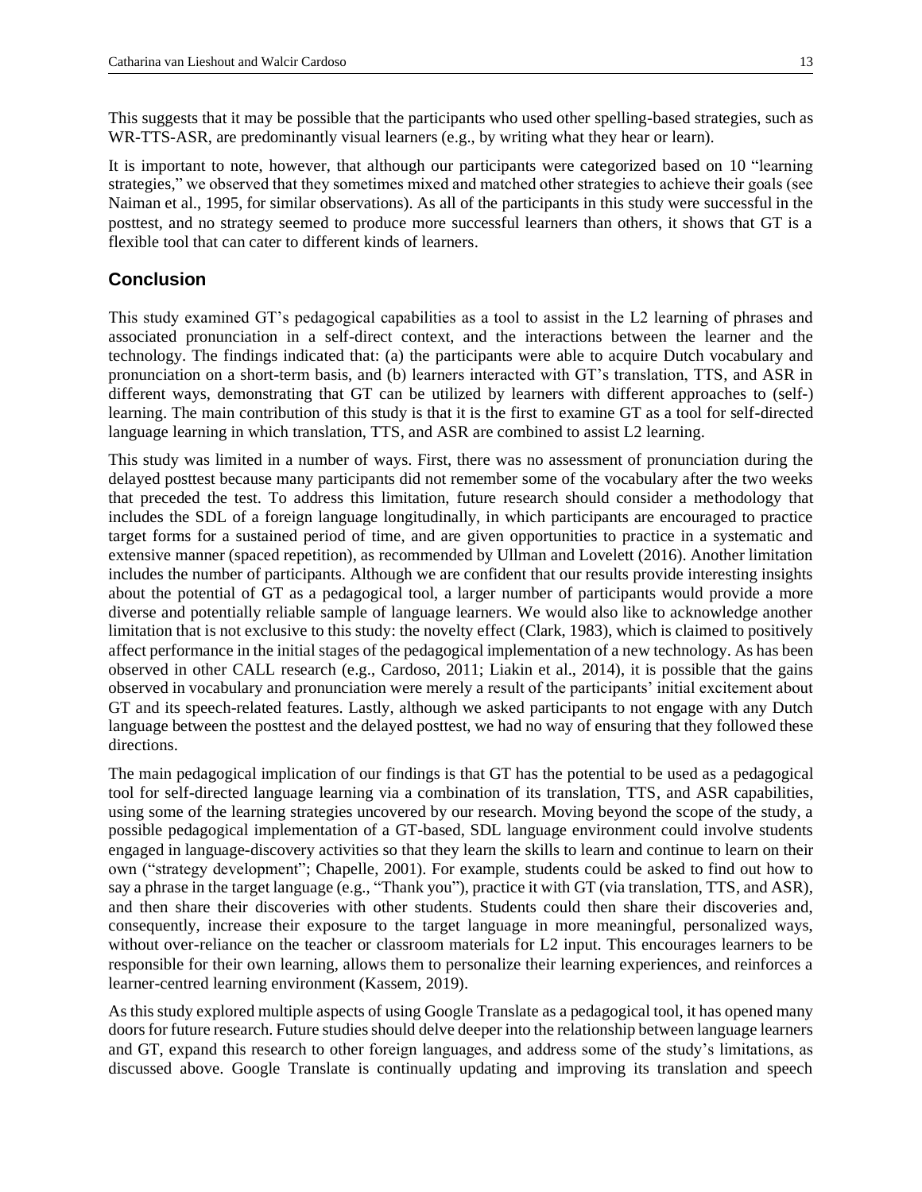This suggests that it may be possible that the participants who used other spelling-based strategies, such as WR-TTS-ASR, are predominantly visual learners (e.g., by writing what they hear or learn).

It is important to note, however, that although our participants were categorized based on 10 "learning strategies," we observed that they sometimes mixed and matched other strategies to achieve their goals (see Naiman et al., 1995, for similar observations). As all of the participants in this study were successful in the posttest, and no strategy seemed to produce more successful learners than others, it shows that GT is a flexible tool that can cater to different kinds of learners.

## Conclusion

This study examined GT's pedagogical capabilities as a tool to assist in the L2 learning of phrases and associated pronunciation in a self-direct context, and the interactions between the learner and the technology. The findings indicated that: (a) the participants were able to acquire Dutch vocabulary and pronunciation on a short-term basis, and (b) learners interacted with GT's translation, TTS, and ASR in different ways, demonstrating that GT can be utilized by learners with different approaches to (self-) learning. The main contribution of this study is that it is the first to examine GT as a tool for self-directed language learning in which translation, TTS, and ASR are combined to assist L2 learning.

This study was limited in a number of ways. First, there was no assessment of pronunciation during the delayed posttest because many participants did not remember some of the vocabulary after the two weeks that preceded the test. To address this limitation, future research should consider a methodology that includes the SDL of a foreign language longitudinally, in which participants are encouraged to practice target forms for a sustained period of time, and are given opportunities to practice in a systematic and extensive manner (spaced repetition), as recommended by Ullman and Lovelett (2016). Another limitation includes the number of participants. Although we are confident that our results provide interesting insights about the potential of GT as a pedagogical tool, a larger number of participants would provide a more diverse and potentially reliable sample of language learners. We would also like to acknowledge another limitation that is not exclusive to this study: the novelty effect (Clark, 1983), which is claimed to positively affect performance in the initial stages of the pedagogical implementation of a new technology. As has been observed in other CALL research (e.g., Cardoso, 2011; Liakin et al., 2014), it is possible that the gains observed in vocabulary and pronunciation were merely a result of the participants' initial excitement about GT and its speech-related features. Lastly, although we asked participants to not engage with any Dutch language between the posttest and the delayed posttest, we had no way of ensuring that they followed these directions.

The main pedagogical implication of our findings is that GT has the potential to be used as a pedagogical tool for self-directed language learning via a combination of its translation, TTS, and ASR capabilities, using some of the learning strategies uncovered by our research. Moving beyond the scope of the study, a possible pedagogical implementation of a GT-based, SDL language environment could involve students engaged in language-discovery activities so that they learn the skills to learn and continue to learn on their own ("strategy development"; Chapelle, 2001). For example, students could be asked to find out how to say a phrase in the target language (e.g., "Thank you"), practice it with GT (via translation, TTS, and ASR), and then share their discoveries with other students. Students could then share their discoveries and, consequently, increase their exposure to the target language in more meaningful, personalized ways, without over-reliance on the teacher or classroom materials for L2 input. This encourages learners to be responsible for their own learning, allows them to personalize their learning experiences, and reinforces a learner-centred learning environment (Kassem, 2019).

As this study explored multiple aspects of using Google Translate as a pedagogical tool, it has opened many doors for future research. Future studies should delve deeper into the relationship between language learners and GT, expand this research to other foreign languages, and address some of the study's limitations, as discussed above. Google Translate is continually updating and improving its translation and speech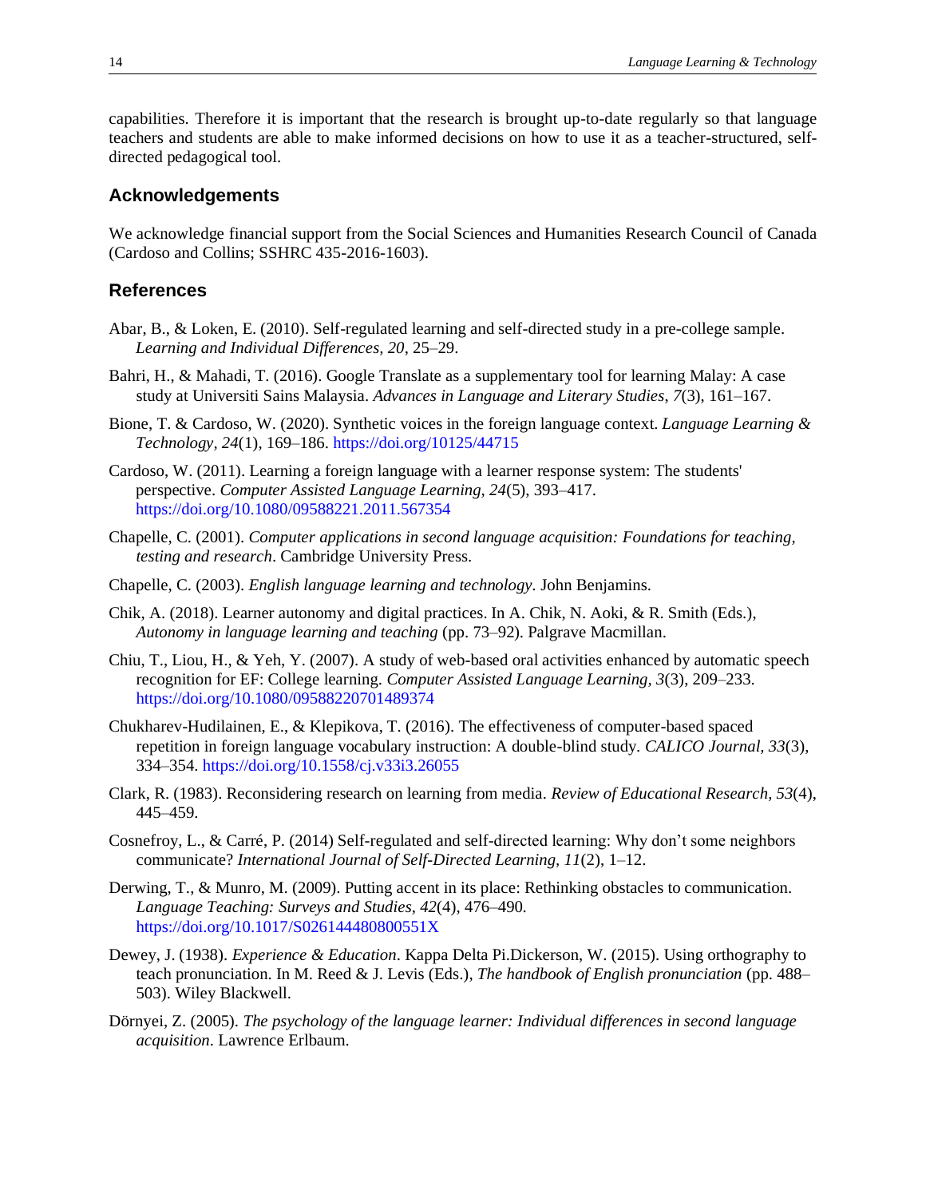capabilities. Therefore it is important that the research is brought up-to-date regularly so that language teachers and students are able to make informed decisions on how to use it as a teacher-structured, self-directed pedagogical tool.

## Acknowledgements

We acknowledge financial support from the Social Sciences and Humanities Research Council of Canada (Cardoso and Collins; SSHRC 435-2016-1603).

## References

Abar, B., & Loken, E. (2010). Self-regulated learning and self-directed study in a pre-college sample. *Learning and Individual Differences, 20*, 25–29.

Bahri, H., & Mahadi, T. (2016). Google Translate as a supplementary tool for learning Malay: A case study at Universiti Sains Malaysia. *Advances in Language and Literary Studies*, *7*(3), 161–167.

Bione, T. & Cardoso, W. (2020). Synthetic voices in the foreign language context. *Language Learning & Technology, 24*(1), 169–186. https://doi.org/10125/44715

Cardoso, W. (2011). Learning a foreign language with a learner response system: The students' perspective. *Computer Assisted Language Learning*, *24*(5), 393–417. https://doi.org/10.1080/09588221.2011.567354

Chapelle, C. (2001). *Computer applications in second language acquisition: Foundations for teaching, testing and research*. Cambridge University Press.

Chapelle, C. (2003). *English language learning and technology*. John Benjamins.

Chik, A. (2018). Learner autonomy and digital practices. In A. Chik, N. Aoki, & R. Smith (Eds.), *Autonomy in language learning and teaching* (pp. 73–92). Palgrave Macmillan.

Chiu, T., Liou, H., & Yeh, Y. (2007). A study of web-based oral activities enhanced by automatic speech recognition for EF: College learning. *Computer Assisted Language Learning, 3*(3), 209–233. https://doi.org/10.1080/09588220701489374

Chukharev-Hudilainen, E., & Klepikova, T. (2016). The effectiveness of computer-based spaced repetition in foreign language vocabulary instruction: A double-blind study. *CALICO Journal, 33*(3), 334–354. https://doi.org/10.1558/cj.v33i3.26055

Clark, R. (1983). Reconsidering research on learning from media. *Review of Educational Research, 53*(4), 445–459.

Cosnefroy, L., & Carré, P. (2014) Self-regulated and self-directed learning: Why don't some neighbors communicate? *International Journal of Self-Directed Learning, 11*(2), 1–12.

Derwing, T., & Munro, M. (2009). Putting accent in its place: Rethinking obstacles to communication. *Language Teaching: Surveys and Studies, 42*(4), 476–490. https://doi.org/10.1017/S026144480800551X

Dewey, J. (1938). *Experience & Education*. Kappa Delta Pi.Dickerson, W. (2015). Using orthography to teach pronunciation. In M. Reed & J. Levis (Eds.), *The handbook of English pronunciation* (pp. 488–503). Wiley Blackwell.

Dörnyei, Z. (2005). *The psychology of the language learner: Individual differences in second language acquisition*. Lawrence Erlbaum.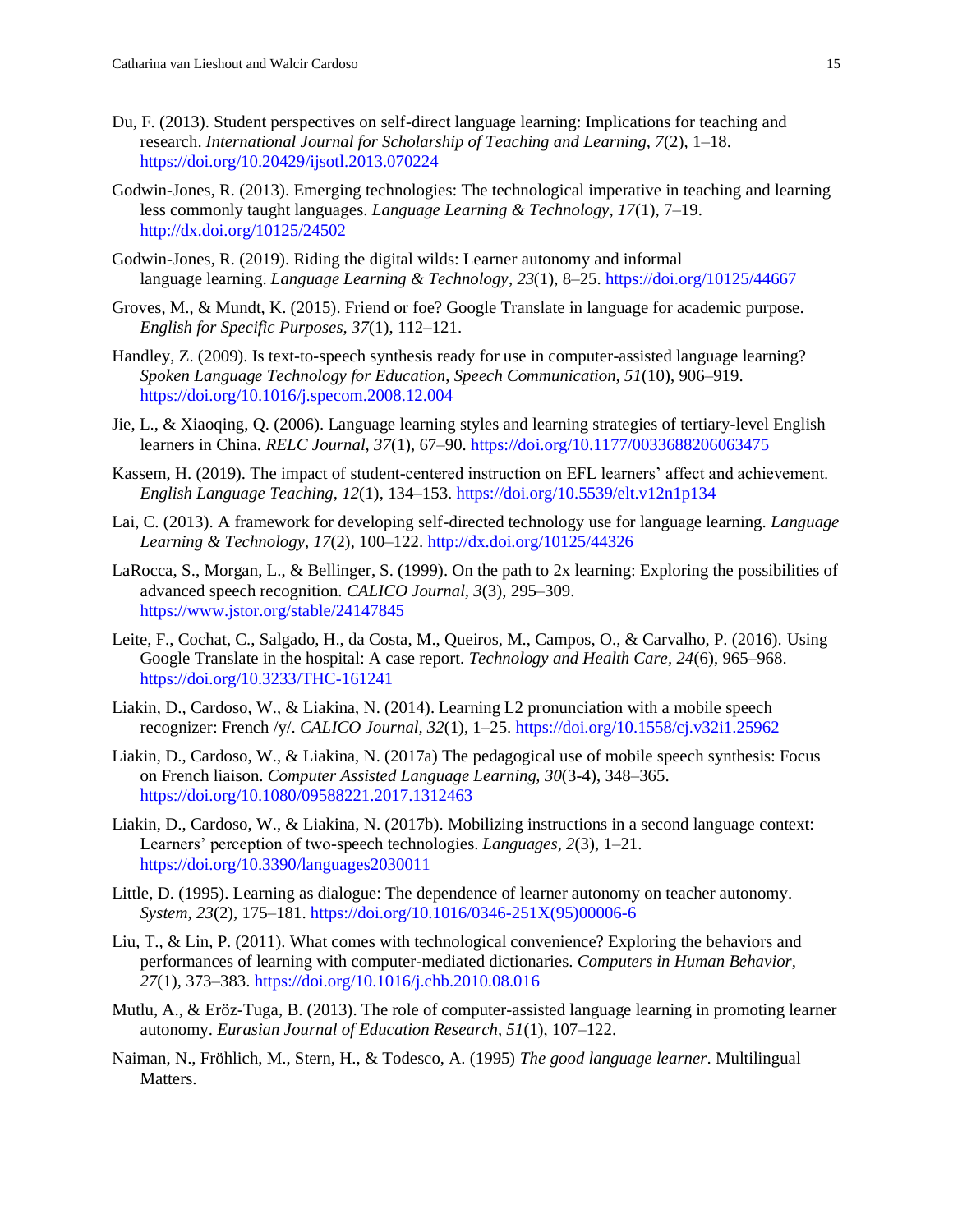Du, F. (2013). Student perspectives on self-direct language learning: Implications for teaching and research. *International Journal for Scholarship of Teaching and Learning, 7*(2), 1–18. https://doi.org/10.20429/ijsotl.2013.070224

Godwin-Jones, R. (2013). Emerging technologies: The technological imperative in teaching and learning less commonly taught languages. *Language Learning & Technology, 17*(1), 7–19. http://dx.doi.org/10125/24502

Godwin-Jones, R. (2019). Riding the digital wilds: Learner autonomy and informal language learning. *Language Learning & Technology*, *23*(1), 8–25. https://doi.org/10125/44667

Groves, M., & Mundt, K. (2015). Friend or foe? Google Translate in language for academic purpose. *English for Specific Purposes, 37*(1), 112–121.

Handley, Z. (2009). Is text-to-speech synthesis ready for use in computer-assisted language learning? *Spoken Language Technology for Education, Speech Communication, 51*(10), 906–919. https://doi.org/10.1016/j.specom.2008.12.004

Jie, L., & Xiaoqing, Q. (2006). Language learning styles and learning strategies of tertiary-level English learners in China. *RELC Journal, 37*(1), 67–90. https://doi.org/10.1177/0033688206063475

Kassem, H. (2019). The impact of student-centered instruction on EFL learners' affect and achievement. *English Language Teaching, 12*(1), 134–153. https://doi.org/10.5539/elt.v12n1p134

Lai, C. (2013). A framework for developing self-directed technology use for language learning. *Language Learning & Technology, 17*(2), 100–122. http://dx.doi.org/10125/44326

LaRocca, S., Morgan, L., & Bellinger, S. (1999). On the path to 2x learning: Exploring the possibilities of advanced speech recognition. *CALICO Journal, 3*(3), 295–309. https://www.jstor.org/stable/24147845

Leite, F., Cochat, C., Salgado, H., da Costa, M., Queiros, M., Campos, O., & Carvalho, P. (2016). Using Google Translate in the hospital: A case report. *Technology and Health Care, 24*(6), 965–968. https://doi.org/10.3233/THC-161241

Liakin, D., Cardoso, W., & Liakina, N. (2014). Learning L2 pronunciation with a mobile speech recognizer: French /y/. *CALICO Journal, 32*(1), 1–25. https://doi.org/10.1558/cj.v32i1.25962

Liakin, D., Cardoso, W., & Liakina, N. (2017a) The pedagogical use of mobile speech synthesis: Focus on French liaison. *Computer Assisted Language Learning, 30*(3-4), 348–365. https://doi.org/10.1080/09588221.2017.1312463

Liakin, D., Cardoso, W., & Liakina, N. (2017b). Mobilizing instructions in a second language context: Learners' perception of two-speech technologies. *Languages*, *2*(3), 1–21. https://doi.org/10.3390/languages2030011

Little, D. (1995). Learning as dialogue: The dependence of learner autonomy on teacher autonomy. *System, 23*(2), 175–181. https://doi.org/10.1016/0346-251X(95)00006-6

Liu, T., & Lin, P. (2011). What comes with technological convenience? Exploring the behaviors and performances of learning with computer-mediated dictionaries. *Computers in Human Behavior, 27*(1), 373–383. https://doi.org/10.1016/j.chb.2010.08.016

Mutlu, A., & Eröz-Tuga, B. (2013). The role of computer-assisted language learning in promoting learner autonomy. *Eurasian Journal of Education Research*, *51*(1), 107–122.

Naiman, N., Fröhlich, M., Stern, H., & Todesco, A. (1995) *The good language learner*. Multilingual Matters.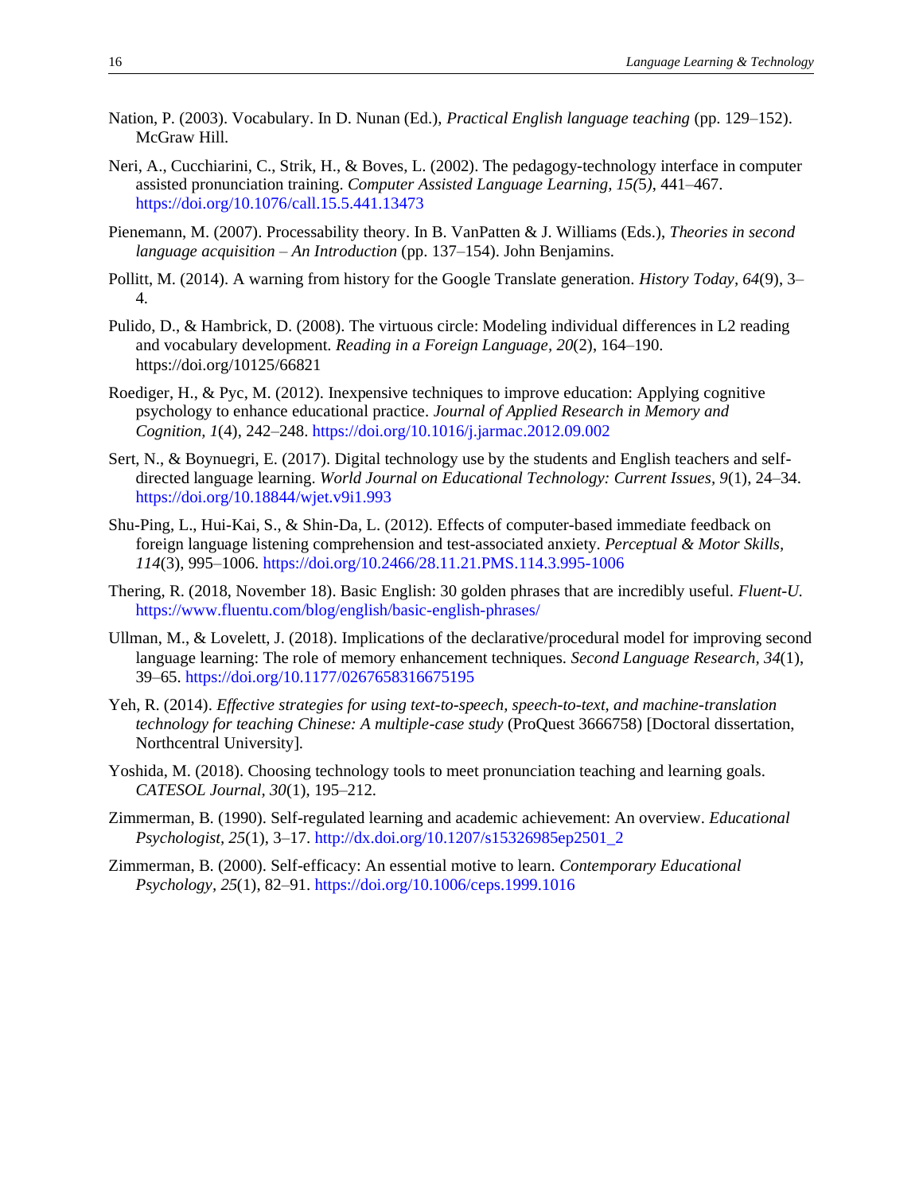Nation, P. (2003). Vocabulary. In D. Nunan (Ed.), *Practical English language teaching* (pp. 129–152). McGraw Hill.

Neri, A., Cucchiarini, C., Strik, H., & Boves, L. (2002). The pedagogy-technology interface in computer assisted pronunciation training. *Computer Assisted Language Learning, 15(*5*)*, 441–467. https://doi.org/10.1076/call.15.5.441.13473

Pienemann, M. (2007). Processability theory. In B. VanPatten & J. Williams (Eds.), *Theories in second language acquisition – An Introduction* (pp. 137–154). John Benjamins.

Pollitt, M. (2014). A warning from history for the Google Translate generation. *History Today, 64*(9), 3–4.

Pulido, D., & Hambrick, D. (2008). The virtuous circle: Modeling individual differences in L2 reading and vocabulary development. *Reading in a Foreign Language*, *20*(2), 164–190. https://doi.org/10125/66821

Roediger, H., & Pyc, M. (2012). Inexpensive techniques to improve education: Applying cognitive psychology to enhance educational practice. *Journal of Applied Research in Memory and Cognition, 1*(4), 242–248. https://doi.org/10.1016/j.jarmac.2012.09.002

Sert, N., & Boynuegri, E. (2017). Digital technology use by the students and English teachers and self-directed language learning. *World Journal on Educational Technology: Current Issues, 9*(1), 24–34. https://doi.org/10.18844/wjet.v9i1.993

Shu-Ping, L., Hui-Kai, S., & Shin-Da, L. (2012). Effects of computer-based immediate feedback on foreign language listening comprehension and test-associated anxiety. *Perceptual & Motor Skills, 114*(3), 995–1006. https://doi.org/10.2466/28.11.21.PMS.114.3.995-1006

Thering, R. (2018, November 18). Basic English: 30 golden phrases that are incredibly useful. *Fluent-U.* https://www.fluentu.com/blog/english/basic-english-phrases/

Ullman, M., & Lovelett, J. (2018). Implications of the declarative/procedural model for improving second language learning: The role of memory enhancement techniques. *Second Language Research*, *34*(1), 39–65. https://doi.org/10.1177/0267658316675195

Yeh, R. (2014). *Effective strategies for using text-to-speech, speech-to-text, and machine-translation technology for teaching Chinese: A multiple-case study* (ProQuest 3666758) [Doctoral dissertation, Northcentral University].

Yoshida, M. (2018). Choosing technology tools to meet pronunciation teaching and learning goals. *CATESOL Journal, 30*(1), 195–212.

Zimmerman, B. (1990). Self-regulated learning and academic achievement: An overview. *Educational Psychologist*, *25*(1), 3–17. http://dx.doi.org/10.1207/s15326985ep2501_2

Zimmerman, B. (2000). Self-efficacy: An essential motive to learn. *Contemporary Educational Psychology, 25*(1), 82–91. https://doi.org/10.1006/ceps.1999.1016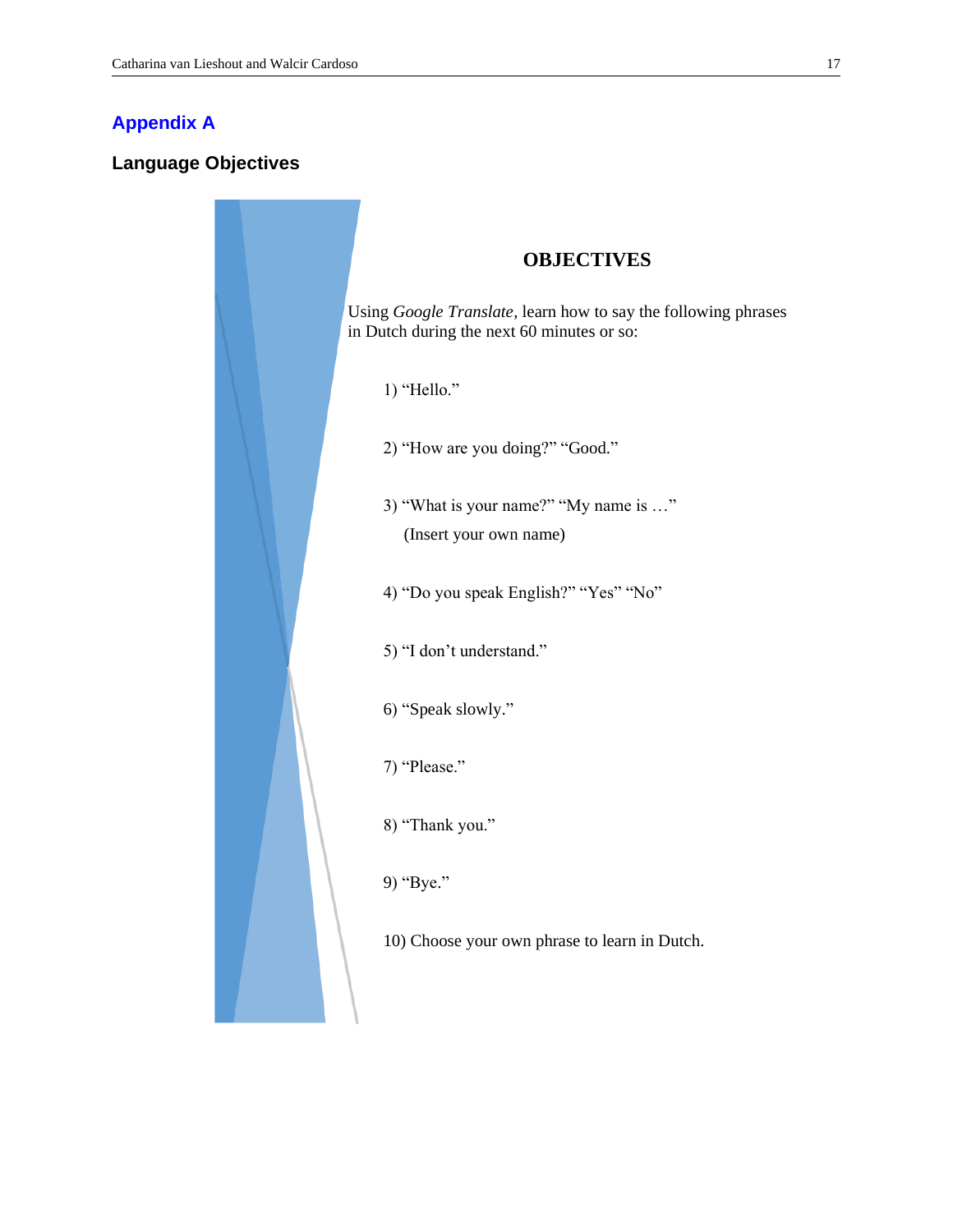## Appendix A

### Language Objectives

**OBJECTIVES**

Using *Google Translate*, learn how to say the following phrases in Dutch during the next 60 minutes or so:

1) "Hello."

2) "How are you doing?" "Good."

3) "What is your name?" "My name is …"
   (Insert your own name)

4) "Do you speak English?" "Yes" "No"

5) "I don't understand."

6) "Speak slowly."

7) "Please."

8) "Thank you."

9) "Bye."

10) Choose your own phrase to learn in Dutch.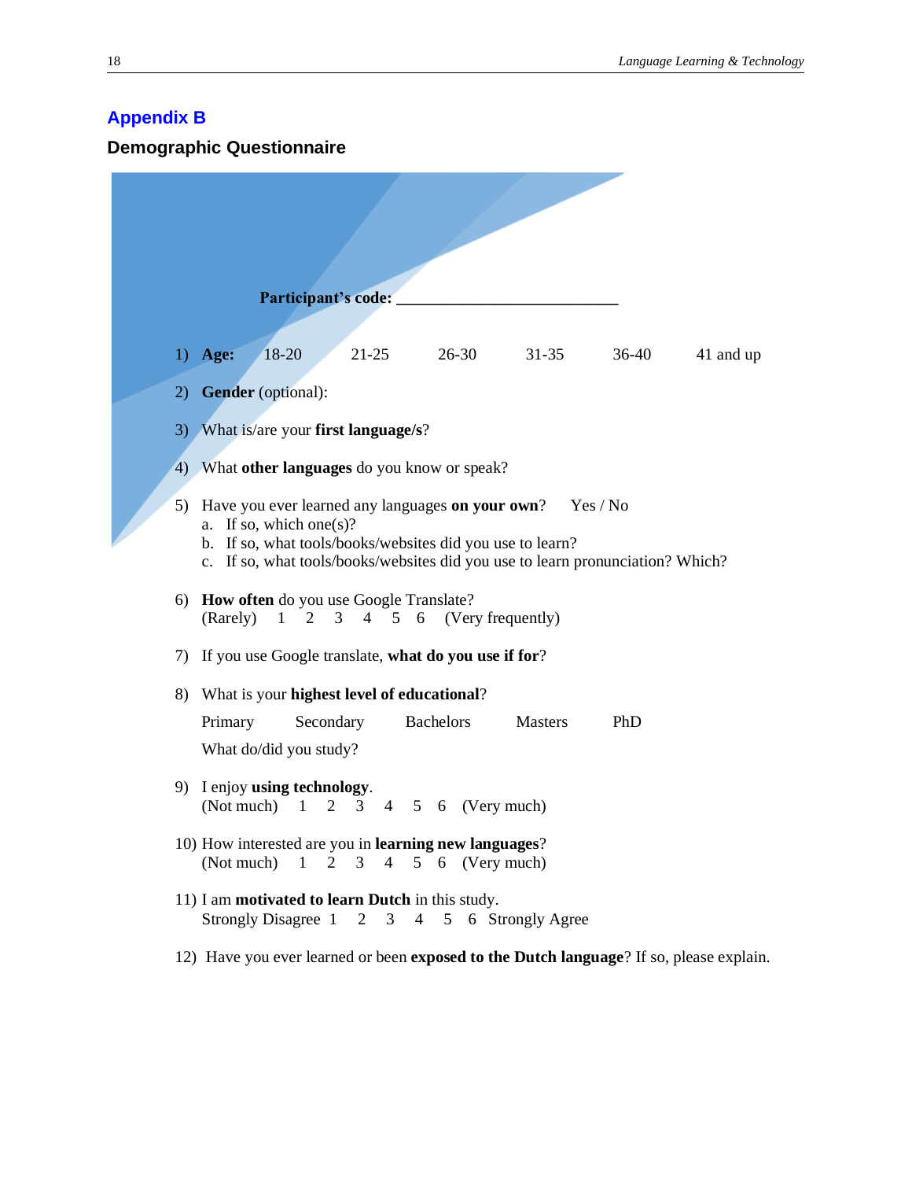## Appendix B

### Demographic Questionnaire

**Participant's code:** ___________________________

1) **Age:** 18-20 21-25 26-30 31-35 36-40 41 and up

2) **Gender** (optional):

3) What is/are your **first language/s**?

4) What **other languages** do you know or speak?

5) Have you ever learned any languages **on your own**? Yes / No
   a. If so, which one(s)?
   b. If so, what tools/books/websites did you use to learn?
   c. If so, what tools/books/websites did you use to learn pronunciation? Which?

6) **How often** do you use Google Translate?
   (Rarely) 1 2 3 4 5 6 (Very frequently)

7) If you use Google translate, **what do you use if for**?

8) What is your **highest level of educational**?
   Primary Secondary Bachelors Masters PhD
   What do/did you study?

9) I enjoy **using technology**.
   (Not much) 1 2 3 4 5 6 (Very much)

10) How interested are you in **learning new languages**?
    (Not much) 1 2 3 4 5 6 (Very much)

11) I am **motivated to learn Dutch** in this study.
    Strongly Disagree 1 2 3 4 5 6 Strongly Agree

12) Have you ever learned or been **exposed to the Dutch language**? If so, please explain.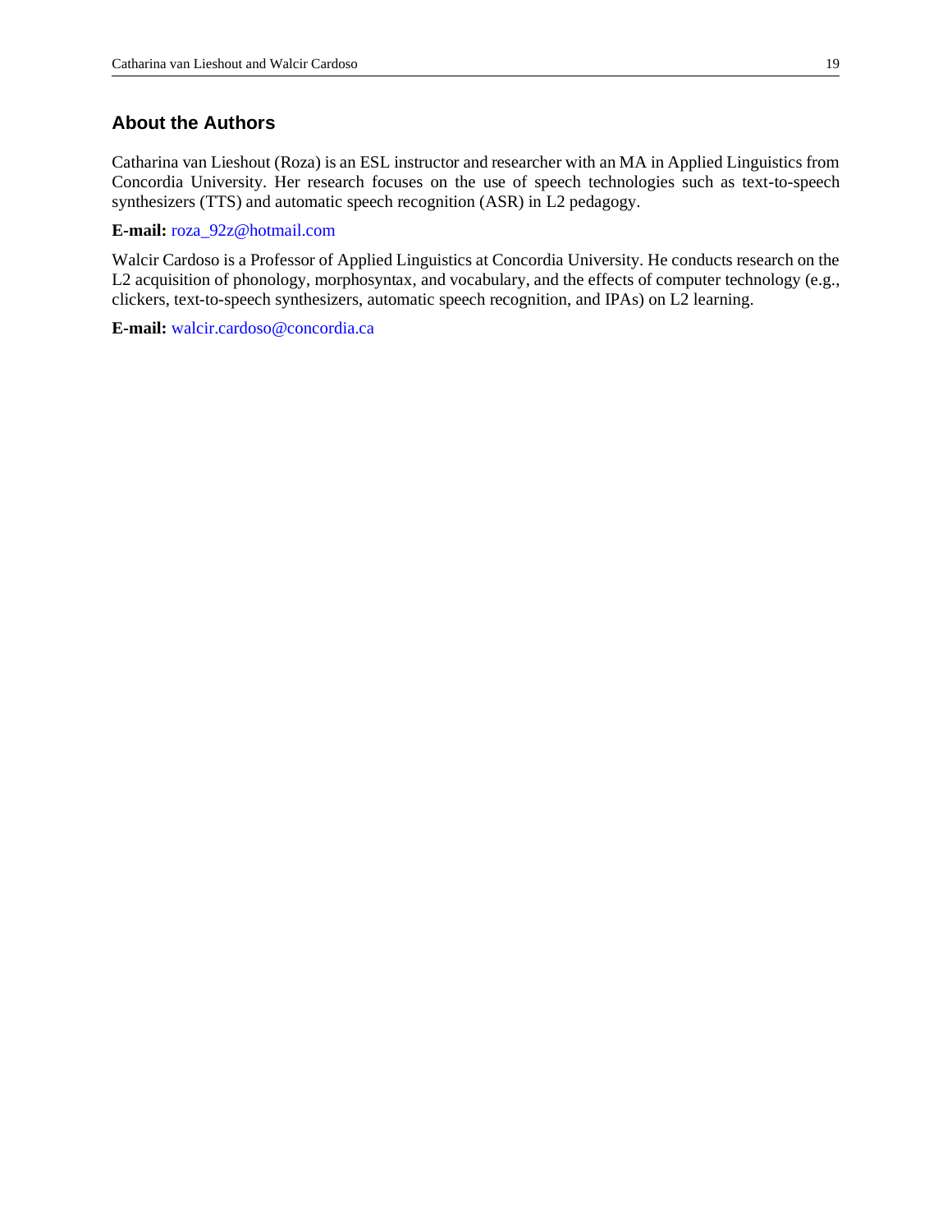## About the Authors

Catharina van Lieshout (Roza) is an ESL instructor and researcher with an MA in Applied Linguistics from Concordia University. Her research focuses on the use of speech technologies such as text-to-speech synthesizers (TTS) and automatic speech recognition (ASR) in L2 pedagogy.

**E-mail:** roza_92z@hotmail.com

Walcir Cardoso is a Professor of Applied Linguistics at Concordia University. He conducts research on the L2 acquisition of phonology, morphosyntax, and vocabulary, and the effects of computer technology (e.g., clickers, text-to-speech synthesizers, automatic speech recognition, and IPAs) on L2 learning.

**E-mail:** walcir.cardoso@concordia.ca